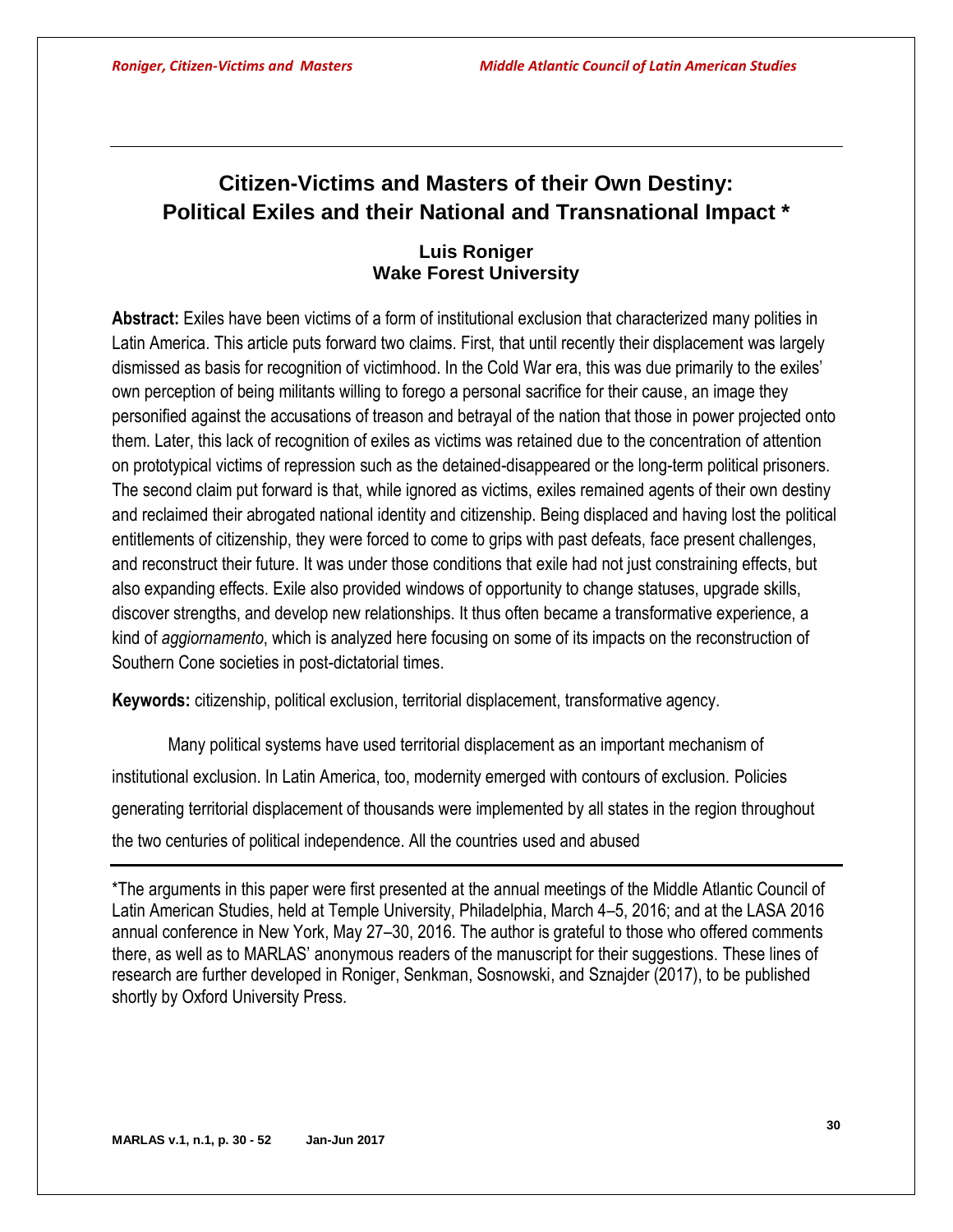# Citizen-Victims and Masters of their Own Destiny: Political Exiles and their National and Transnational Impact *

**Luis Roniger**
**Wake Forest University**

**Abstract:** Exiles have been victims of a form of institutional exclusion that characterized many polities in Latin America. This article puts forward two claims. First, that until recently their displacement was largely dismissed as basis for recognition of victimhood. In the Cold War era, this was due primarily to the exiles' own perception of being militants willing to forego a personal sacrifice for their cause, an image they personified against the accusations of treason and betrayal of the nation that those in power projected onto them. Later, this lack of recognition of exiles as victims was retained due to the concentration of attention on prototypical victims of repression such as the detained-disappeared or the long-term political prisoners. The second claim put forward is that, while ignored as victims, exiles remained agents of their own destiny and reclaimed their abrogated national identity and citizenship. Being displaced and having lost the political entitlements of citizenship, they were forced to come to grips with past defeats, face present challenges, and reconstruct their future. It was under those conditions that exile had not just constraining effects, but also expanding effects. Exile also provided windows of opportunity to change statuses, upgrade skills, discover strengths, and develop new relationships. It thus often became a transformative experience, a kind of *aggiornamento*, which is analyzed here focusing on some of its impacts on the reconstruction of Southern Cone societies in post-dictatorial times.

**Keywords:** citizenship, political exclusion, territorial displacement, transformative agency.

Many political systems have used territorial displacement as an important mechanism of institutional exclusion. In Latin America, too, modernity emerged with contours of exclusion. Policies generating territorial displacement of thousands were implemented by all states in the region throughout the two centuries of political independence. All the countries used and abused

---

*The arguments in this paper were first presented at the annual meetings of the Middle Atlantic Council of Latin American Studies, held at Temple University, Philadelphia, March 4–5, 2016; and at the LASA 2016 annual conference in New York, May 27–30, 2016. The author is grateful to those who offered comments there, as well as to MARLAS' anonymous readers of the manuscript for their suggestions. These lines of research are further developed in Roniger, Senkman, Sosnowski, and Sznajder (2017), to be published shortly by Oxford University Press.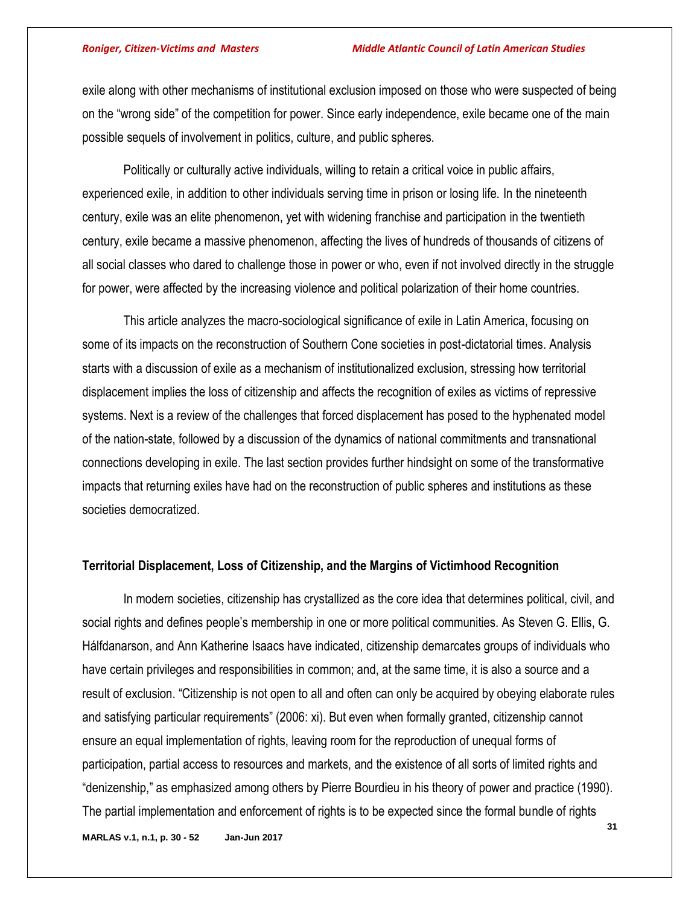exile along with other mechanisms of institutional exclusion imposed on those who were suspected of being on the "wrong side" of the competition for power. Since early independence, exile became one of the main possible sequels of involvement in politics, culture, and public spheres.

Politically or culturally active individuals, willing to retain a critical voice in public affairs, experienced exile, in addition to other individuals serving time in prison or losing life. In the nineteenth century, exile was an elite phenomenon, yet with widening franchise and participation in the twentieth century, exile became a massive phenomenon, affecting the lives of hundreds of thousands of citizens of all social classes who dared to challenge those in power or who, even if not involved directly in the struggle for power, were affected by the increasing violence and political polarization of their home countries.

This article analyzes the macro-sociological significance of exile in Latin America, focusing on some of its impacts on the reconstruction of Southern Cone societies in post-dictatorial times. Analysis starts with a discussion of exile as a mechanism of institutionalized exclusion, stressing how territorial displacement implies the loss of citizenship and affects the recognition of exiles as victims of repressive systems. Next is a review of the challenges that forced displacement has posed to the hyphenated model of the nation-state, followed by a discussion of the dynamics of national commitments and transnational connections developing in exile. The last section provides further hindsight on some of the transformative impacts that returning exiles have had on the reconstruction of public spheres and institutions as these societies democratized.

## Territorial Displacement, Loss of Citizenship, and the Margins of Victimhood Recognition

In modern societies, citizenship has crystallized as the core idea that determines political, civil, and social rights and defines people's membership in one or more political communities. As Steven G. Ellis, G. Hálfdanarson, and Ann Katherine Isaacs have indicated, citizenship demarcates groups of individuals who have certain privileges and responsibilities in common; and, at the same time, it is also a source and a result of exclusion. "Citizenship is not open to all and often can only be acquired by obeying elaborate rules and satisfying particular requirements" (2006: xi). But even when formally granted, citizenship cannot ensure an equal implementation of rights, leaving room for the reproduction of unequal forms of participation, partial access to resources and markets, and the existence of all sorts of limited rights and "denizenship," as emphasized among others by Pierre Bourdieu in his theory of power and practice (1990). The partial implementation and enforcement of rights is to be expected since the formal bundle of rights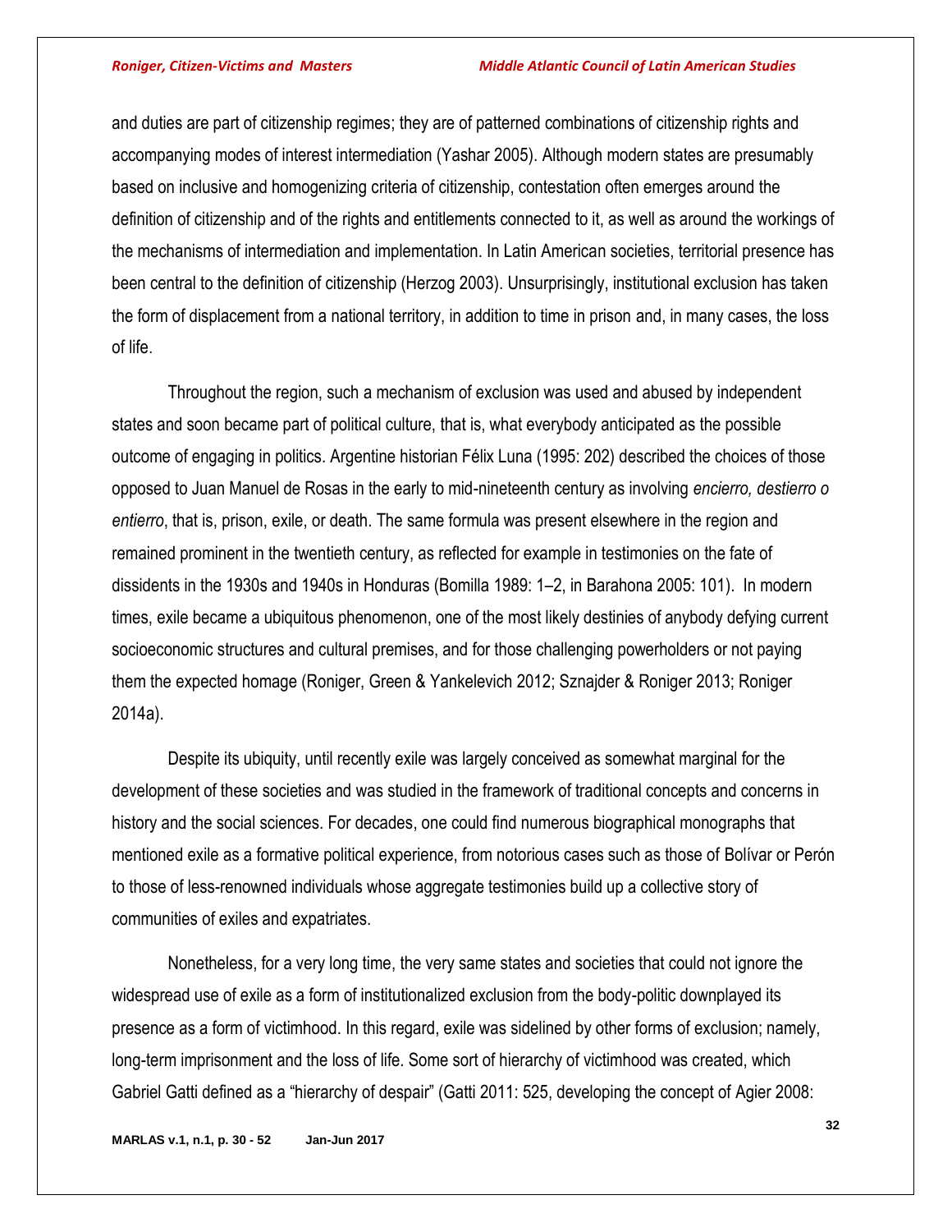and duties are part of citizenship regimes; they are of patterned combinations of citizenship rights and accompanying modes of interest intermediation (Yashar 2005). Although modern states are presumably based on inclusive and homogenizing criteria of citizenship, contestation often emerges around the definition of citizenship and of the rights and entitlements connected to it, as well as around the workings of the mechanisms of intermediation and implementation. In Latin American societies, territorial presence has been central to the definition of citizenship (Herzog 2003). Unsurprisingly, institutional exclusion has taken the form of displacement from a national territory, in addition to time in prison and, in many cases, the loss of life.

Throughout the region, such a mechanism of exclusion was used and abused by independent states and soon became part of political culture, that is, what everybody anticipated as the possible outcome of engaging in politics. Argentine historian Félix Luna (1995: 202) described the choices of those opposed to Juan Manuel de Rosas in the early to mid-nineteenth century as involving *encierro, destierro o entierro*, that is, prison, exile, or death. The same formula was present elsewhere in the region and remained prominent in the twentieth century, as reflected for example in testimonies on the fate of dissidents in the 1930s and 1940s in Honduras (Bomilla 1989: 1–2, in Barahona 2005: 101). In modern times, exile became a ubiquitous phenomenon, one of the most likely destinies of anybody defying current socioeconomic structures and cultural premises, and for those challenging powerholders or not paying them the expected homage (Roniger, Green & Yankelevich 2012; Sznajder & Roniger 2013; Roniger 2014a).

Despite its ubiquity, until recently exile was largely conceived as somewhat marginal for the development of these societies and was studied in the framework of traditional concepts and concerns in history and the social sciences. For decades, one could find numerous biographical monographs that mentioned exile as a formative political experience, from notorious cases such as those of Bolívar or Perón to those of less-renowned individuals whose aggregate testimonies build up a collective story of communities of exiles and expatriates.

Nonetheless, for a very long time, the very same states and societies that could not ignore the widespread use of exile as a form of institutionalized exclusion from the body-politic downplayed its presence as a form of victimhood. In this regard, exile was sidelined by other forms of exclusion; namely, long-term imprisonment and the loss of life. Some sort of hierarchy of victimhood was created, which Gabriel Gatti defined as a "hierarchy of despair" (Gatti 2011: 525, developing the concept of Agier 2008: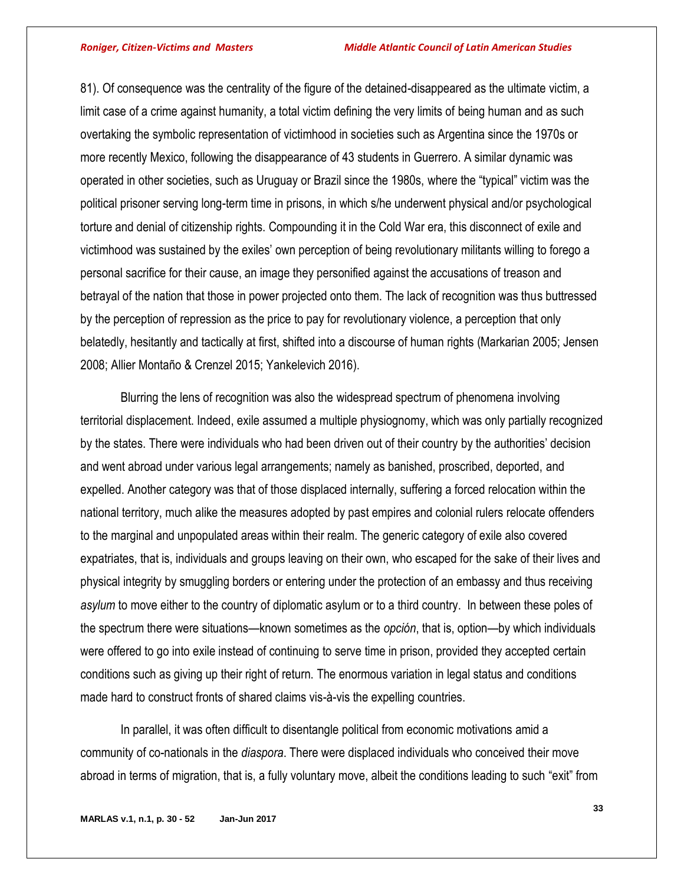81). Of consequence was the centrality of the figure of the detained-disappeared as the ultimate victim, a limit case of a crime against humanity, a total victim defining the very limits of being human and as such overtaking the symbolic representation of victimhood in societies such as Argentina since the 1970s or more recently Mexico, following the disappearance of 43 students in Guerrero. A similar dynamic was operated in other societies, such as Uruguay or Brazil since the 1980s, where the "typical" victim was the political prisoner serving long-term time in prisons, in which s/he underwent physical and/or psychological torture and denial of citizenship rights. Compounding it in the Cold War era, this disconnect of exile and victimhood was sustained by the exiles' own perception of being revolutionary militants willing to forego a personal sacrifice for their cause, an image they personified against the accusations of treason and betrayal of the nation that those in power projected onto them. The lack of recognition was thus buttressed by the perception of repression as the price to pay for revolutionary violence, a perception that only belatedly, hesitantly and tactically at first, shifted into a discourse of human rights (Markarian 2005; Jensen 2008; Allier Montaño & Crenzel 2015; Yankelevich 2016).

Blurring the lens of recognition was also the widespread spectrum of phenomena involving territorial displacement. Indeed, exile assumed a multiple physiognomy, which was only partially recognized by the states. There were individuals who had been driven out of their country by the authorities' decision and went abroad under various legal arrangements; namely as banished, proscribed, deported, and expelled. Another category was that of those displaced internally, suffering a forced relocation within the national territory, much alike the measures adopted by past empires and colonial rulers relocate offenders to the marginal and unpopulated areas within their realm. The generic category of exile also covered expatriates, that is, individuals and groups leaving on their own, who escaped for the sake of their lives and physical integrity by smuggling borders or entering under the protection of an embassy and thus receiving *asylum* to move either to the country of diplomatic asylum or to a third country. In between these poles of the spectrum there were situations—known sometimes as the *opción*, that is, option—by which individuals were offered to go into exile instead of continuing to serve time in prison, provided they accepted certain conditions such as giving up their right of return. The enormous variation in legal status and conditions made hard to construct fronts of shared claims vis-à-vis the expelling countries.

In parallel, it was often difficult to disentangle political from economic motivations amid a community of co-nationals in the *diaspora*. There were displaced individuals who conceived their move abroad in terms of migration, that is, a fully voluntary move, albeit the conditions leading to such "exit" from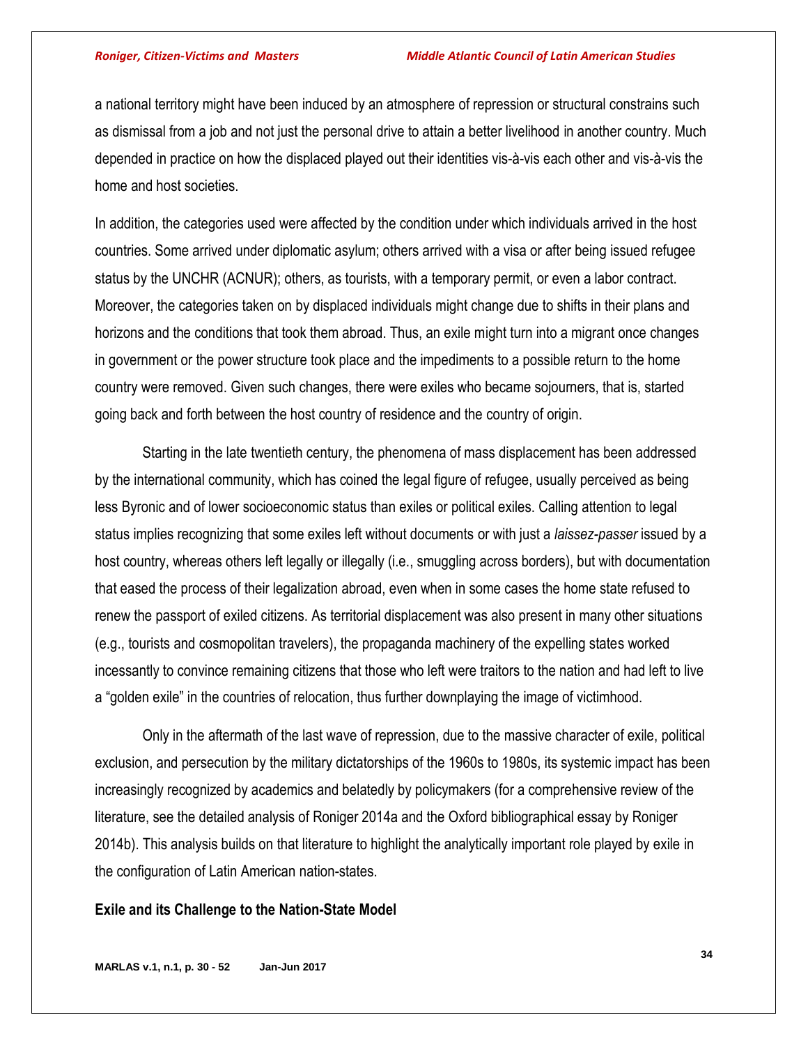a national territory might have been induced by an atmosphere of repression or structural constrains such as dismissal from a job and not just the personal drive to attain a better livelihood in another country. Much depended in practice on how the displaced played out their identities vis-à-vis each other and vis-à-vis the home and host societies.

In addition, the categories used were affected by the condition under which individuals arrived in the host countries. Some arrived under diplomatic asylum; others arrived with a visa or after being issued refugee status by the UNCHR (ACNUR); others, as tourists, with a temporary permit, or even a labor contract. Moreover, the categories taken on by displaced individuals might change due to shifts in their plans and horizons and the conditions that took them abroad. Thus, an exile might turn into a migrant once changes in government or the power structure took place and the impediments to a possible return to the home country were removed. Given such changes, there were exiles who became sojourners, that is, started going back and forth between the host country of residence and the country of origin.

Starting in the late twentieth century, the phenomena of mass displacement has been addressed by the international community, which has coined the legal figure of refugee, usually perceived as being less Byronic and of lower socioeconomic status than exiles or political exiles. Calling attention to legal status implies recognizing that some exiles left without documents or with just a *laissez-passer* issued by a host country, whereas others left legally or illegally (i.e., smuggling across borders), but with documentation that eased the process of their legalization abroad, even when in some cases the home state refused to renew the passport of exiled citizens. As territorial displacement was also present in many other situations (e.g., tourists and cosmopolitan travelers), the propaganda machinery of the expelling states worked incessantly to convince remaining citizens that those who left were traitors to the nation and had left to live a "golden exile" in the countries of relocation, thus further downplaying the image of victimhood.

Only in the aftermath of the last wave of repression, due to the massive character of exile, political exclusion, and persecution by the military dictatorships of the 1960s to 1980s, its systemic impact has been increasingly recognized by academics and belatedly by policymakers (for a comprehensive review of the literature, see the detailed analysis of Roniger 2014a and the Oxford bibliographical essay by Roniger 2014b). This analysis builds on that literature to highlight the analytically important role played by exile in the configuration of Latin American nation-states.

## Exile and its Challenge to the Nation-State Model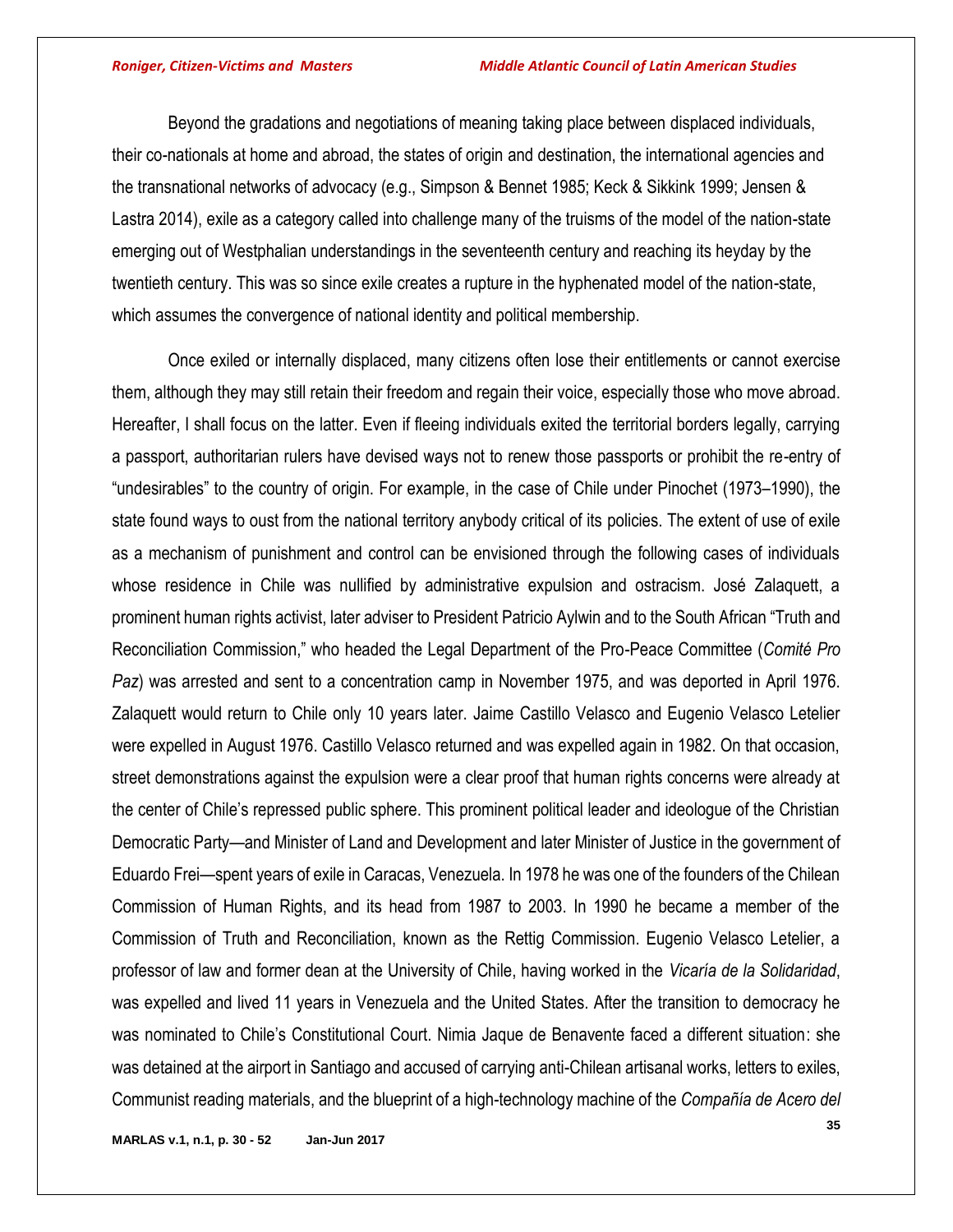Beyond the gradations and negotiations of meaning taking place between displaced individuals, their co-nationals at home and abroad, the states of origin and destination, the international agencies and the transnational networks of advocacy (e.g., Simpson & Bennet 1985; Keck & Sikkink 1999; Jensen & Lastra 2014), exile as a category called into challenge many of the truisms of the model of the nation-state emerging out of Westphalian understandings in the seventeenth century and reaching its heyday by the twentieth century. This was so since exile creates a rupture in the hyphenated model of the nation-state, which assumes the convergence of national identity and political membership.

Once exiled or internally displaced, many citizens often lose their entitlements or cannot exercise them, although they may still retain their freedom and regain their voice, especially those who move abroad. Hereafter, I shall focus on the latter. Even if fleeing individuals exited the territorial borders legally, carrying a passport, authoritarian rulers have devised ways not to renew those passports or prohibit the re-entry of "undesirables" to the country of origin. For example, in the case of Chile under Pinochet (1973–1990), the state found ways to oust from the national territory anybody critical of its policies. The extent of use of exile as a mechanism of punishment and control can be envisioned through the following cases of individuals whose residence in Chile was nullified by administrative expulsion and ostracism. José Zalaquett, a prominent human rights activist, later adviser to President Patricio Aylwin and to the South African "Truth and Reconciliation Commission," who headed the Legal Department of the Pro-Peace Committee (*Comité Pro Paz*) was arrested and sent to a concentration camp in November 1975, and was deported in April 1976. Zalaquett would return to Chile only 10 years later. Jaime Castillo Velasco and Eugenio Velasco Letelier were expelled in August 1976. Castillo Velasco returned and was expelled again in 1982. On that occasion, street demonstrations against the expulsion were a clear proof that human rights concerns were already at the center of Chile's repressed public sphere. This prominent political leader and ideologue of the Christian Democratic Party—and Minister of Land and Development and later Minister of Justice in the government of Eduardo Frei—spent years of exile in Caracas, Venezuela. In 1978 he was one of the founders of the Chilean Commission of Human Rights, and its head from 1987 to 2003. In 1990 he became a member of the Commission of Truth and Reconciliation, known as the Rettig Commission. Eugenio Velasco Letelier, a professor of law and former dean at the University of Chile, having worked in the *Vicaría de la Solidaridad*, was expelled and lived 11 years in Venezuela and the United States. After the transition to democracy he was nominated to Chile's Constitutional Court. Nimia Jaque de Benavente faced a different situation: she was detained at the airport in Santiago and accused of carrying anti-Chilean artisanal works, letters to exiles, Communist reading materials, and the blueprint of a high-technology machine of the *Compañía de Acero del*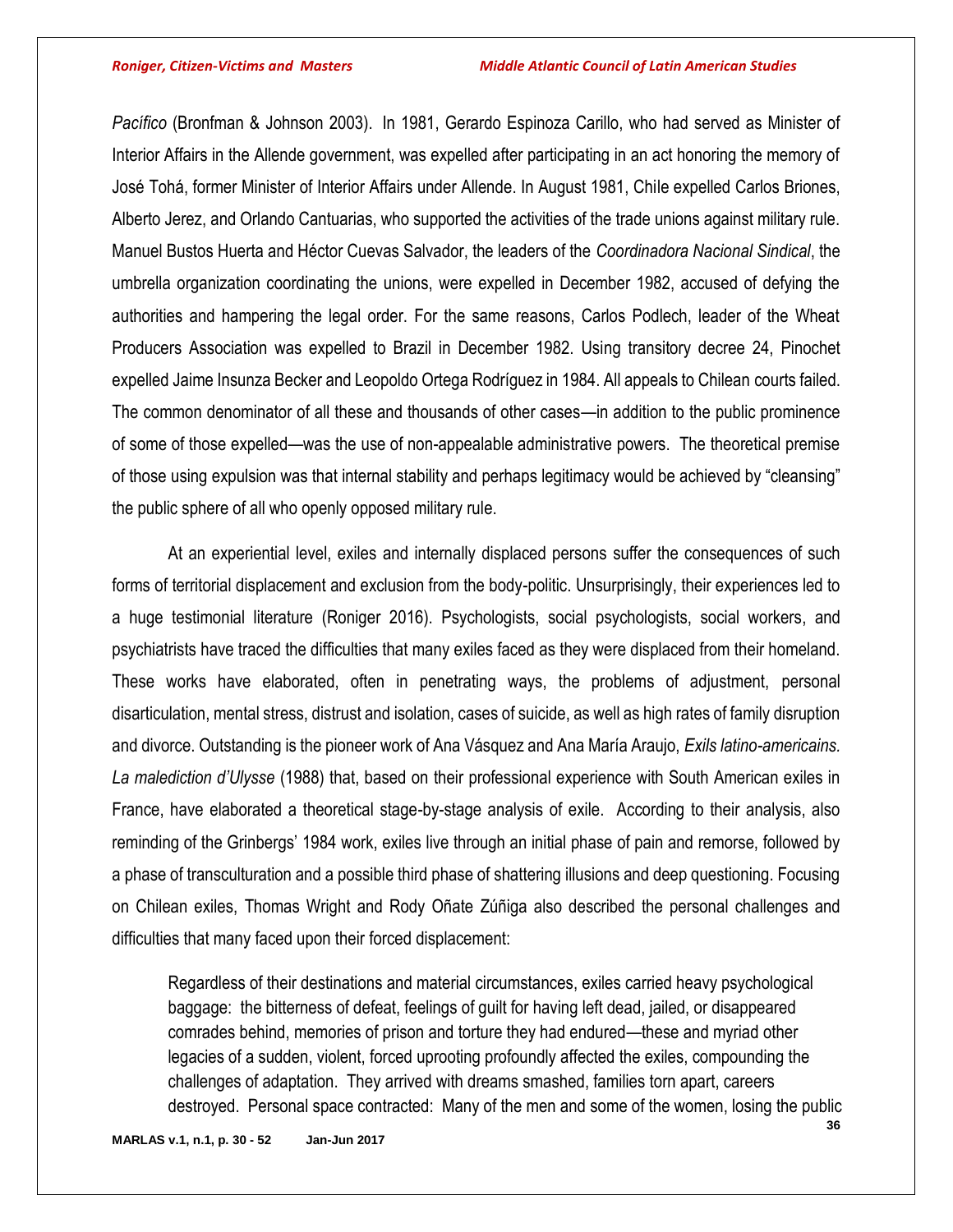*Pacífico* (Bronfman & Johnson 2003). In 1981, Gerardo Espinoza Carillo, who had served as Minister of Interior Affairs in the Allende government, was expelled after participating in an act honoring the memory of José Tohá, former Minister of Interior Affairs under Allende. In August 1981, Chile expelled Carlos Briones, Alberto Jerez, and Orlando Cantuarias, who supported the activities of the trade unions against military rule. Manuel Bustos Huerta and Héctor Cuevas Salvador, the leaders of the *Coordinadora Nacional Sindical*, the umbrella organization coordinating the unions, were expelled in December 1982, accused of defying the authorities and hampering the legal order. For the same reasons, Carlos Podlech, leader of the Wheat Producers Association was expelled to Brazil in December 1982. Using transitory decree 24, Pinochet expelled Jaime Insunza Becker and Leopoldo Ortega Rodríguez in 1984. All appeals to Chilean courts failed. The common denominator of all these and thousands of other cases—in addition to the public prominence of some of those expelled—was the use of non-appealable administrative powers. The theoretical premise of those using expulsion was that internal stability and perhaps legitimacy would be achieved by "cleansing" the public sphere of all who openly opposed military rule.

At an experiential level, exiles and internally displaced persons suffer the consequences of such forms of territorial displacement and exclusion from the body-politic. Unsurprisingly, their experiences led to a huge testimonial literature (Roniger 2016). Psychologists, social psychologists, social workers, and psychiatrists have traced the difficulties that many exiles faced as they were displaced from their homeland. These works have elaborated, often in penetrating ways, the problems of adjustment, personal disarticulation, mental stress, distrust and isolation, cases of suicide, as well as high rates of family disruption and divorce. Outstanding is the pioneer work of Ana Vásquez and Ana María Araujo, *Exils latino-americains. La malediction d'Ulysse* (1988) that, based on their professional experience with South American exiles in France, have elaborated a theoretical stage-by-stage analysis of exile. According to their analysis, also reminding of the Grinbergs' 1984 work, exiles live through an initial phase of pain and remorse, followed by a phase of transculturation and a possible third phase of shattering illusions and deep questioning. Focusing on Chilean exiles, Thomas Wright and Rody Oñate Zúñiga also described the personal challenges and difficulties that many faced upon their forced displacement:

> Regardless of their destinations and material circumstances, exiles carried heavy psychological baggage: the bitterness of defeat, feelings of guilt for having left dead, jailed, or disappeared comrades behind, memories of prison and torture they had endured—these and myriad other legacies of a sudden, violent, forced uprooting profoundly affected the exiles, compounding the challenges of adaptation. They arrived with dreams smashed, families torn apart, careers destroyed. Personal space contracted: Many of the men and some of the women, losing the public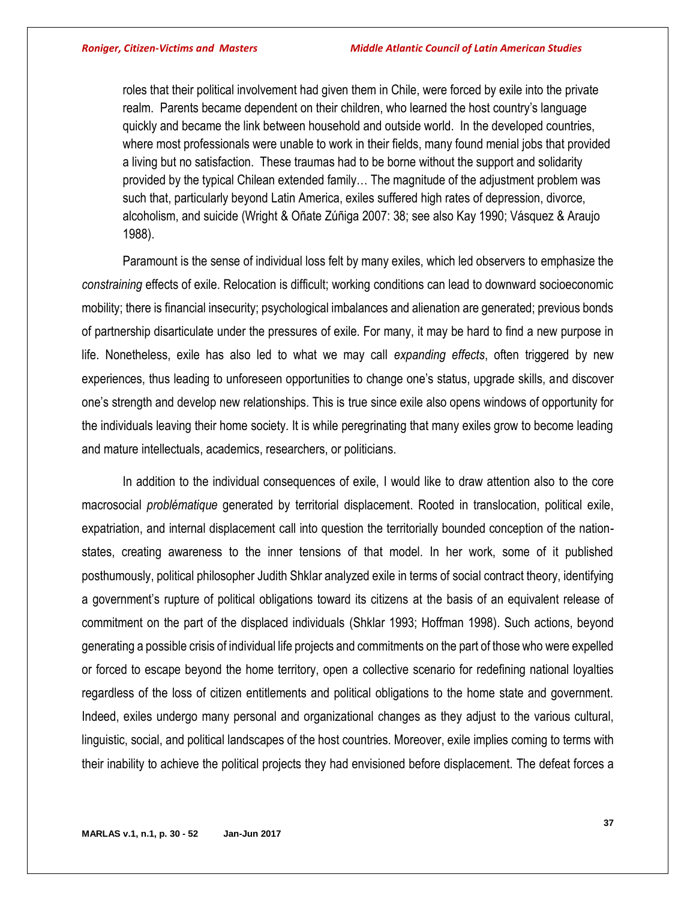roles that their political involvement had given them in Chile, were forced by exile into the private realm. Parents became dependent on their children, who learned the host country's language quickly and became the link between household and outside world. In the developed countries, where most professionals were unable to work in their fields, many found menial jobs that provided a living but no satisfaction. These traumas had to be borne without the support and solidarity provided by the typical Chilean extended family… The magnitude of the adjustment problem was such that, particularly beyond Latin America, exiles suffered high rates of depression, divorce, alcoholism, and suicide (Wright & Oñate Zúñiga 2007: 38; see also Kay 1990; Vásquez & Araujo 1988).

Paramount is the sense of individual loss felt by many exiles, which led observers to emphasize the *constraining* effects of exile. Relocation is difficult; working conditions can lead to downward socioeconomic mobility; there is financial insecurity; psychological imbalances and alienation are generated; previous bonds of partnership disarticulate under the pressures of exile. For many, it may be hard to find a new purpose in life. Nonetheless, exile has also led to what we may call *expanding effects*, often triggered by new experiences, thus leading to unforeseen opportunities to change one's status, upgrade skills, and discover one's strength and develop new relationships. This is true since exile also opens windows of opportunity for the individuals leaving their home society. It is while peregrinating that many exiles grow to become leading and mature intellectuals, academics, researchers, or politicians.

In addition to the individual consequences of exile, I would like to draw attention also to the core macrosocial *problématique* generated by territorial displacement. Rooted in translocation, political exile, expatriation, and internal displacement call into question the territorially bounded conception of the nation-states, creating awareness to the inner tensions of that model. In her work, some of it published posthumously, political philosopher Judith Shklar analyzed exile in terms of social contract theory, identifying a government's rupture of political obligations toward its citizens at the basis of an equivalent release of commitment on the part of the displaced individuals (Shklar 1993; Hoffman 1998). Such actions, beyond generating a possible crisis of individual life projects and commitments on the part of those who were expelled or forced to escape beyond the home territory, open a collective scenario for redefining national loyalties regardless of the loss of citizen entitlements and political obligations to the home state and government. Indeed, exiles undergo many personal and organizational changes as they adjust to the various cultural, linguistic, social, and political landscapes of the host countries. Moreover, exile implies coming to terms with their inability to achieve the political projects they had envisioned before displacement. The defeat forces a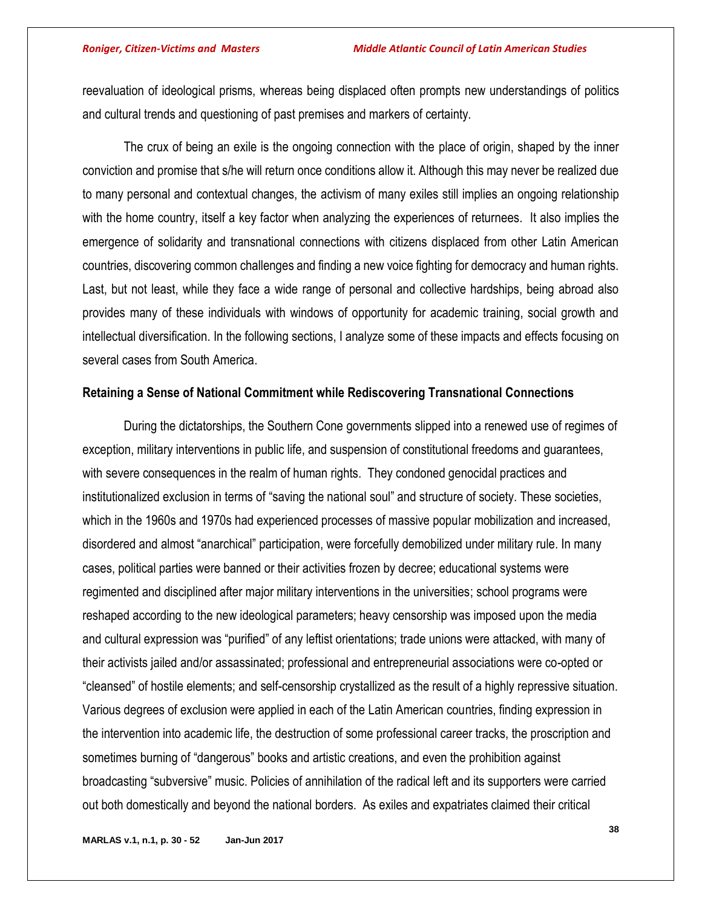reevaluation of ideological prisms, whereas being displaced often prompts new understandings of politics and cultural trends and questioning of past premises and markers of certainty.

The crux of being an exile is the ongoing connection with the place of origin, shaped by the inner conviction and promise that s/he will return once conditions allow it. Although this may never be realized due to many personal and contextual changes, the activism of many exiles still implies an ongoing relationship with the home country, itself a key factor when analyzing the experiences of returnees. It also implies the emergence of solidarity and transnational connections with citizens displaced from other Latin American countries, discovering common challenges and finding a new voice fighting for democracy and human rights. Last, but not least, while they face a wide range of personal and collective hardships, being abroad also provides many of these individuals with windows of opportunity for academic training, social growth and intellectual diversification. In the following sections, I analyze some of these impacts and effects focusing on several cases from South America.

**Retaining a Sense of National Commitment while Rediscovering Transnational Connections**

During the dictatorships, the Southern Cone governments slipped into a renewed use of regimes of exception, military interventions in public life, and suspension of constitutional freedoms and guarantees, with severe consequences in the realm of human rights. They condoned genocidal practices and institutionalized exclusion in terms of "saving the national soul" and structure of society. These societies, which in the 1960s and 1970s had experienced processes of massive popular mobilization and increased, disordered and almost "anarchical" participation, were forcefully demobilized under military rule. In many cases, political parties were banned or their activities frozen by decree; educational systems were regimented and disciplined after major military interventions in the universities; school programs were reshaped according to the new ideological parameters; heavy censorship was imposed upon the media and cultural expression was "purified" of any leftist orientations; trade unions were attacked, with many of their activists jailed and/or assassinated; professional and entrepreneurial associations were co-opted or "cleansed" of hostile elements; and self-censorship crystallized as the result of a highly repressive situation. Various degrees of exclusion were applied in each of the Latin American countries, finding expression in the intervention into academic life, the destruction of some professional career tracks, the proscription and sometimes burning of "dangerous" books and artistic creations, and even the prohibition against broadcasting "subversive" music. Policies of annihilation of the radical left and its supporters were carried out both domestically and beyond the national borders. As exiles and expatriates claimed their critical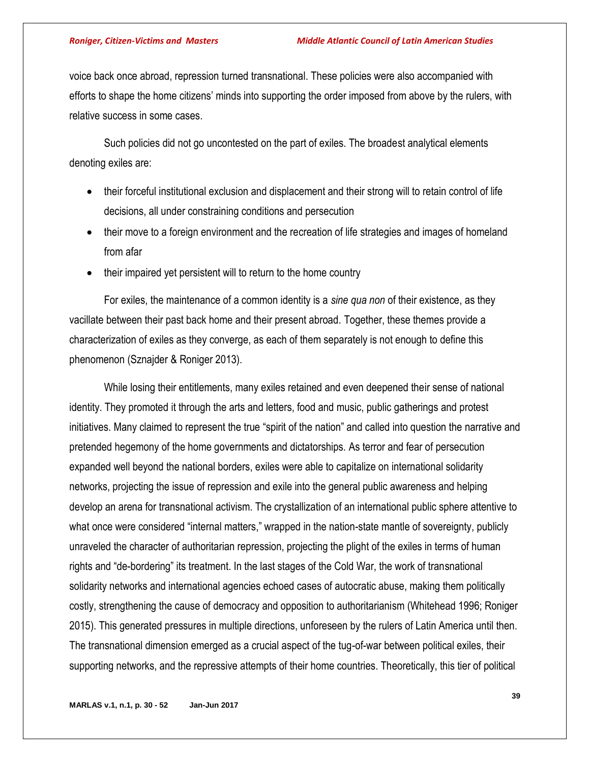voice back once abroad, repression turned transnational. These policies were also accompanied with efforts to shape the home citizens' minds into supporting the order imposed from above by the rulers, with relative success in some cases.

Such policies did not go uncontested on the part of exiles. The broadest analytical elements denoting exiles are:

- their forceful institutional exclusion and displacement and their strong will to retain control of life decisions, all under constraining conditions and persecution
- their move to a foreign environment and the recreation of life strategies and images of homeland from afar
- their impaired yet persistent will to return to the home country

For exiles, the maintenance of a common identity is a *sine qua non* of their existence, as they vacillate between their past back home and their present abroad. Together, these themes provide a characterization of exiles as they converge, as each of them separately is not enough to define this phenomenon (Sznajder & Roniger 2013).

While losing their entitlements, many exiles retained and even deepened their sense of national identity. They promoted it through the arts and letters, food and music, public gatherings and protest initiatives. Many claimed to represent the true "spirit of the nation" and called into question the narrative and pretended hegemony of the home governments and dictatorships. As terror and fear of persecution expanded well beyond the national borders, exiles were able to capitalize on international solidarity networks, projecting the issue of repression and exile into the general public awareness and helping develop an arena for transnational activism. The crystallization of an international public sphere attentive to what once were considered "internal matters," wrapped in the nation-state mantle of sovereignty, publicly unraveled the character of authoritarian repression, projecting the plight of the exiles in terms of human rights and "de-bordering" its treatment. In the last stages of the Cold War, the work of transnational solidarity networks and international agencies echoed cases of autocratic abuse, making them politically costly, strengthening the cause of democracy and opposition to authoritarianism (Whitehead 1996; Roniger 2015). This generated pressures in multiple directions, unforeseen by the rulers of Latin America until then. The transnational dimension emerged as a crucial aspect of the tug-of-war between political exiles, their supporting networks, and the repressive attempts of their home countries. Theoretically, this tier of political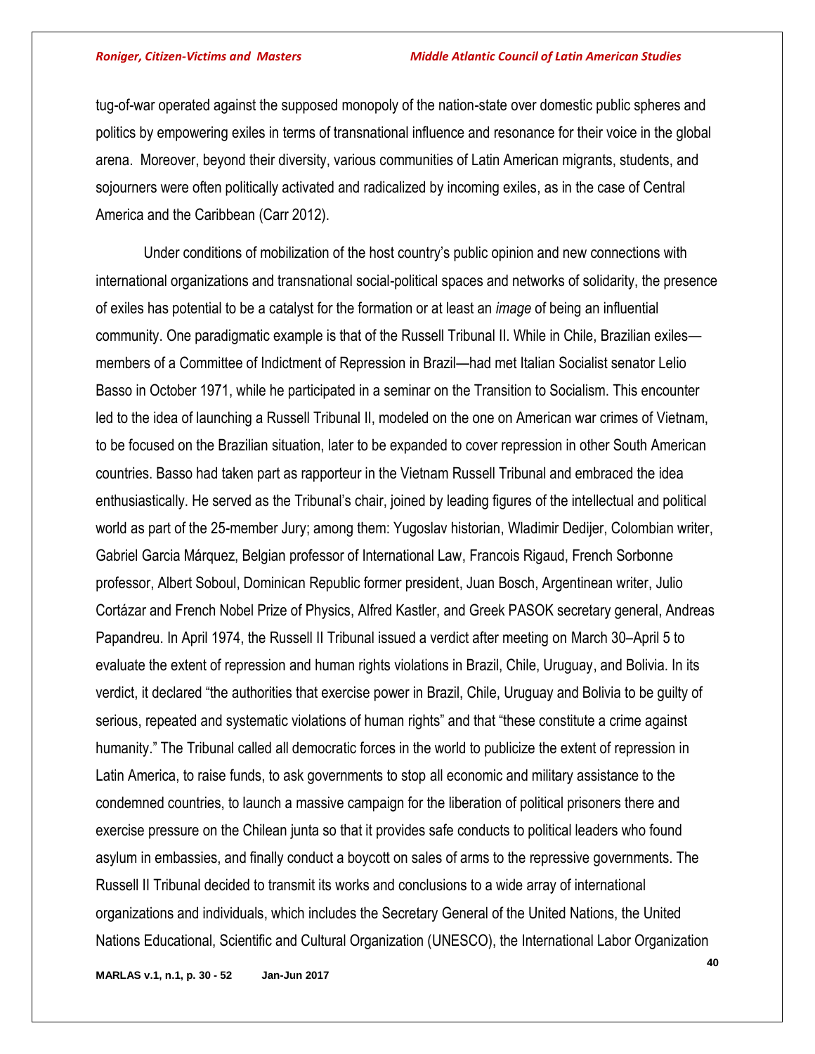tug-of-war operated against the supposed monopoly of the nation-state over domestic public spheres and politics by empowering exiles in terms of transnational influence and resonance for their voice in the global arena. Moreover, beyond their diversity, various communities of Latin American migrants, students, and sojourners were often politically activated and radicalized by incoming exiles, as in the case of Central America and the Caribbean (Carr 2012).

Under conditions of mobilization of the host country's public opinion and new connections with international organizations and transnational social-political spaces and networks of solidarity, the presence of exiles has potential to be a catalyst for the formation or at least an *image* of being an influential community. One paradigmatic example is that of the Russell Tribunal II. While in Chile, Brazilian exiles—members of a Committee of Indictment of Repression in Brazil—had met Italian Socialist senator Lelio Basso in October 1971, while he participated in a seminar on the Transition to Socialism. This encounter led to the idea of launching a Russell Tribunal II, modeled on the one on American war crimes of Vietnam, to be focused on the Brazilian situation, later to be expanded to cover repression in other South American countries. Basso had taken part as rapporteur in the Vietnam Russell Tribunal and embraced the idea enthusiastically. He served as the Tribunal's chair, joined by leading figures of the intellectual and political world as part of the 25-member Jury; among them: Yugoslav historian, Wladimir Dedijer, Colombian writer, Gabriel Garcia Márquez, Belgian professor of International Law, Francois Rigaud, French Sorbonne professor, Albert Soboul, Dominican Republic former president, Juan Bosch, Argentinean writer, Julio Cortázar and French Nobel Prize of Physics, Alfred Kastler, and Greek PASOK secretary general, Andreas Papandreu. In April 1974, the Russell II Tribunal issued a verdict after meeting on March 30–April 5 to evaluate the extent of repression and human rights violations in Brazil, Chile, Uruguay, and Bolivia. In its verdict, it declared "the authorities that exercise power in Brazil, Chile, Uruguay and Bolivia to be guilty of serious, repeated and systematic violations of human rights" and that "these constitute a crime against humanity." The Tribunal called all democratic forces in the world to publicize the extent of repression in Latin America, to raise funds, to ask governments to stop all economic and military assistance to the condemned countries, to launch a massive campaign for the liberation of political prisoners there and exercise pressure on the Chilean junta so that it provides safe conducts to political leaders who found asylum in embassies, and finally conduct a boycott on sales of arms to the repressive governments. The Russell II Tribunal decided to transmit its works and conclusions to a wide array of international organizations and individuals, which includes the Secretary General of the United Nations, the United Nations Educational, Scientific and Cultural Organization (UNESCO), the International Labor Organization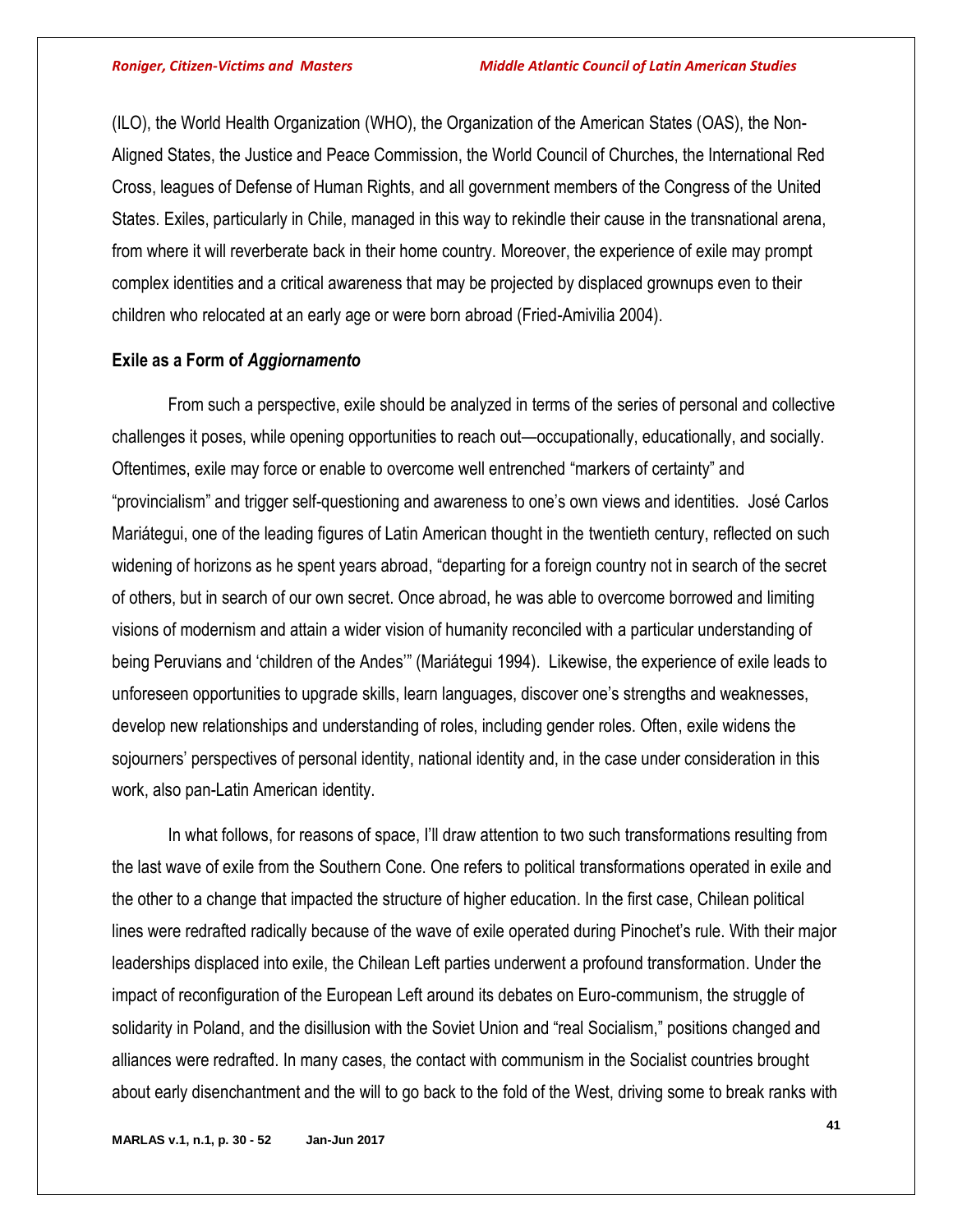(ILO), the World Health Organization (WHO), the Organization of the American States (OAS), the Non-Aligned States, the Justice and Peace Commission, the World Council of Churches, the International Red Cross, leagues of Defense of Human Rights, and all government members of the Congress of the United States. Exiles, particularly in Chile, managed in this way to rekindle their cause in the transnational arena, from where it will reverberate back in their home country. Moreover, the experience of exile may prompt complex identities and a critical awareness that may be projected by displaced grownups even to their children who relocated at an early age or were born abroad (Fried-Amivilia 2004).

## Exile as a Form of *Aggiornamento*

From such a perspective, exile should be analyzed in terms of the series of personal and collective challenges it poses, while opening opportunities to reach out—occupationally, educationally, and socially. Oftentimes, exile may force or enable to overcome well entrenched "markers of certainty" and "provincialism" and trigger self-questioning and awareness to one's own views and identities. José Carlos Mariátegui, one of the leading figures of Latin American thought in the twentieth century, reflected on such widening of horizons as he spent years abroad, "departing for a foreign country not in search of the secret of others, but in search of our own secret. Once abroad, he was able to overcome borrowed and limiting visions of modernism and attain a wider vision of humanity reconciled with a particular understanding of being Peruvians and 'children of the Andes'" (Mariátegui 1994). Likewise, the experience of exile leads to unforeseen opportunities to upgrade skills, learn languages, discover one's strengths and weaknesses, develop new relationships and understanding of roles, including gender roles. Often, exile widens the sojourners' perspectives of personal identity, national identity and, in the case under consideration in this work, also pan-Latin American identity.

In what follows, for reasons of space, I'll draw attention to two such transformations resulting from the last wave of exile from the Southern Cone. One refers to political transformations operated in exile and the other to a change that impacted the structure of higher education. In the first case, Chilean political lines were redrafted radically because of the wave of exile operated during Pinochet's rule. With their major leaderships displaced into exile, the Chilean Left parties underwent a profound transformation. Under the impact of reconfiguration of the European Left around its debates on Euro-communism, the struggle of solidarity in Poland, and the disillusion with the Soviet Union and "real Socialism," positions changed and alliances were redrafted. In many cases, the contact with communism in the Socialist countries brought about early disenchantment and the will to go back to the fold of the West, driving some to break ranks with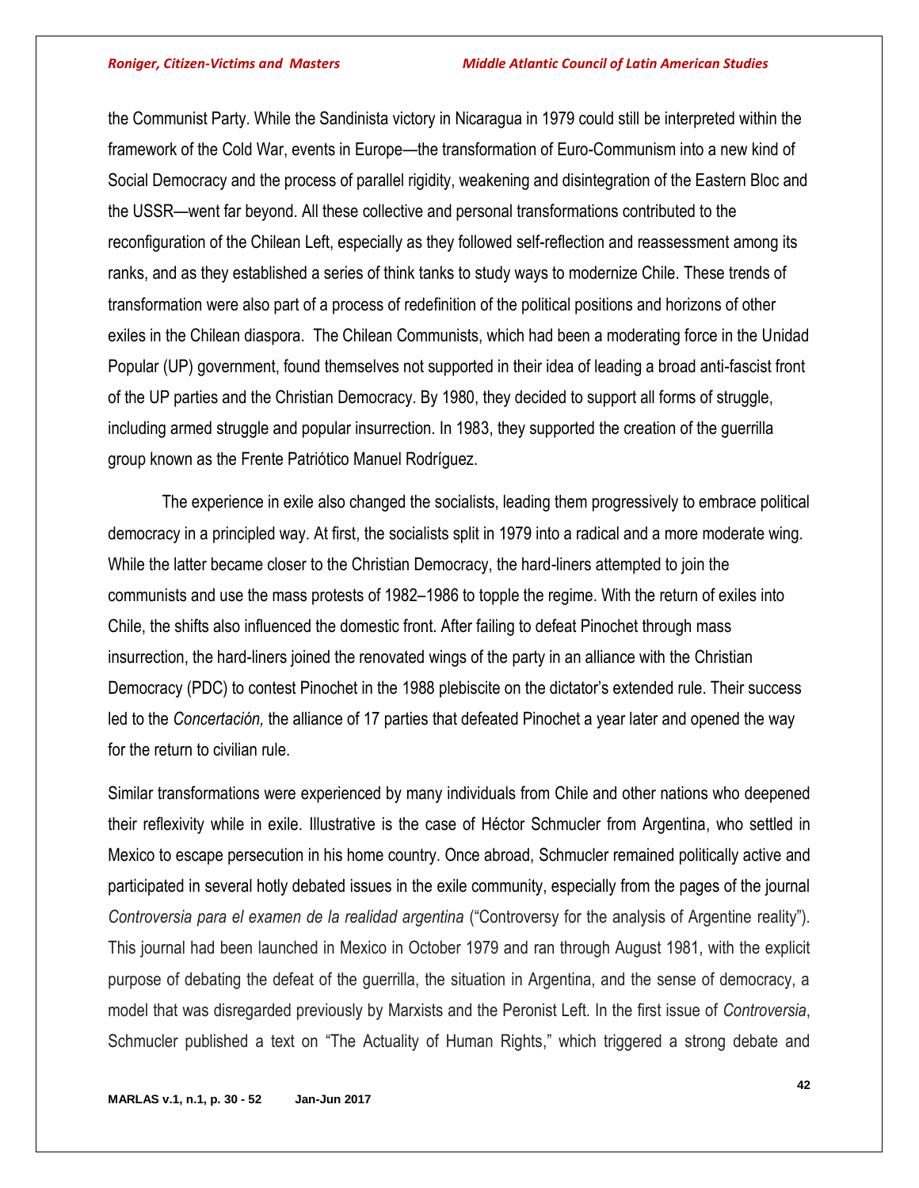the Communist Party. While the Sandinista victory in Nicaragua in 1979 could still be interpreted within the framework of the Cold War, events in Europe—the transformation of Euro-Communism into a new kind of Social Democracy and the process of parallel rigidity, weakening and disintegration of the Eastern Bloc and the USSR—went far beyond. All these collective and personal transformations contributed to the reconfiguration of the Chilean Left, especially as they followed self-reflection and reassessment among its ranks, and as they established a series of think tanks to study ways to modernize Chile. These trends of transformation were also part of a process of redefinition of the political positions and horizons of other exiles in the Chilean diaspora. The Chilean Communists, which had been a moderating force in the Unidad Popular (UP) government, found themselves not supported in their idea of leading a broad anti-fascist front of the UP parties and the Christian Democracy. By 1980, they decided to support all forms of struggle, including armed struggle and popular insurrection. In 1983, they supported the creation of the guerrilla group known as the Frente Patriótico Manuel Rodríguez.

The experience in exile also changed the socialists, leading them progressively to embrace political democracy in a principled way. At first, the socialists split in 1979 into a radical and a more moderate wing. While the latter became closer to the Christian Democracy, the hard-liners attempted to join the communists and use the mass protests of 1982–1986 to topple the regime. With the return of exiles into Chile, the shifts also influenced the domestic front. After failing to defeat Pinochet through mass insurrection, the hard-liners joined the renovated wings of the party in an alliance with the Christian Democracy (PDC) to contest Pinochet in the 1988 plebiscite on the dictator's extended rule. Their success led to the *Concertación,* the alliance of 17 parties that defeated Pinochet a year later and opened the way for the return to civilian rule.

Similar transformations were experienced by many individuals from Chile and other nations who deepened their reflexivity while in exile. Illustrative is the case of Héctor Schmucler from Argentina, who settled in Mexico to escape persecution in his home country. Once abroad, Schmucler remained politically active and participated in several hotly debated issues in the exile community, especially from the pages of the journal *Controversia para el examen de la realidad argentina* ("Controversy for the analysis of Argentine reality"). This journal had been launched in Mexico in October 1979 and ran through August 1981, with the explicit purpose of debating the defeat of the guerrilla, the situation in Argentina, and the sense of democracy, a model that was disregarded previously by Marxists and the Peronist Left. In the first issue of *Controversia*, Schmucler published a text on "The Actuality of Human Rights," which triggered a strong debate and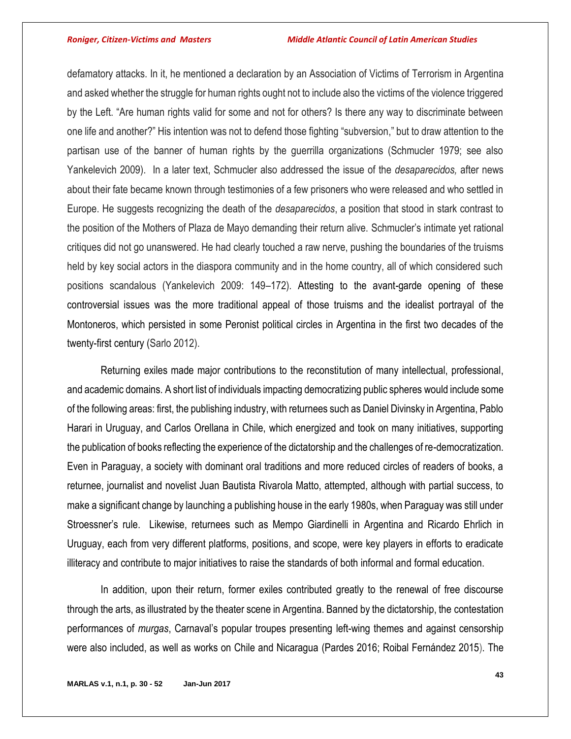defamatory attacks. In it, he mentioned a declaration by an Association of Victims of Terrorism in Argentina and asked whether the struggle for human rights ought not to include also the victims of the violence triggered by the Left. "Are human rights valid for some and not for others? Is there any way to discriminate between one life and another?" His intention was not to defend those fighting "subversion," but to draw attention to the partisan use of the banner of human rights by the guerrilla organizations (Schmucler 1979; see also Yankelevich 2009). In a later text, Schmucler also addressed the issue of the *desaparecidos,* after news about their fate became known through testimonies of a few prisoners who were released and who settled in Europe. He suggests recognizing the death of the *desaparecidos*, a position that stood in stark contrast to the position of the Mothers of Plaza de Mayo demanding their return alive. Schmucler's intimate yet rational critiques did not go unanswered. He had clearly touched a raw nerve, pushing the boundaries of the truisms held by key social actors in the diaspora community and in the home country, all of which considered such positions scandalous (Yankelevich 2009: 149–172). Attesting to the avant-garde opening of these controversial issues was the more traditional appeal of those truisms and the idealist portrayal of the Montoneros, which persisted in some Peronist political circles in Argentina in the first two decades of the twenty-first century (Sarlo 2012).

Returning exiles made major contributions to the reconstitution of many intellectual, professional, and academic domains. A short list of individuals impacting democratizing public spheres would include some of the following areas: first, the publishing industry, with returnees such as Daniel Divinsky in Argentina, Pablo Harari in Uruguay, and Carlos Orellana in Chile, which energized and took on many initiatives, supporting the publication of books reflecting the experience of the dictatorship and the challenges of re-democratization. Even in Paraguay, a society with dominant oral traditions and more reduced circles of readers of books, a returnee, journalist and novelist Juan Bautista Rivarola Matto, attempted, although with partial success, to make a significant change by launching a publishing house in the early 1980s, when Paraguay was still under Stroessner's rule. Likewise, returnees such as Mempo Giardinelli in Argentina and Ricardo Ehrlich in Uruguay, each from very different platforms, positions, and scope, were key players in efforts to eradicate illiteracy and contribute to major initiatives to raise the standards of both informal and formal education.

In addition, upon their return, former exiles contributed greatly to the renewal of free discourse through the arts, as illustrated by the theater scene in Argentina. Banned by the dictatorship, the contestation performances of *murgas*, Carnaval's popular troupes presenting left-wing themes and against censorship were also included, as well as works on Chile and Nicaragua (Pardes 2016; Roibal Fernández 2015). The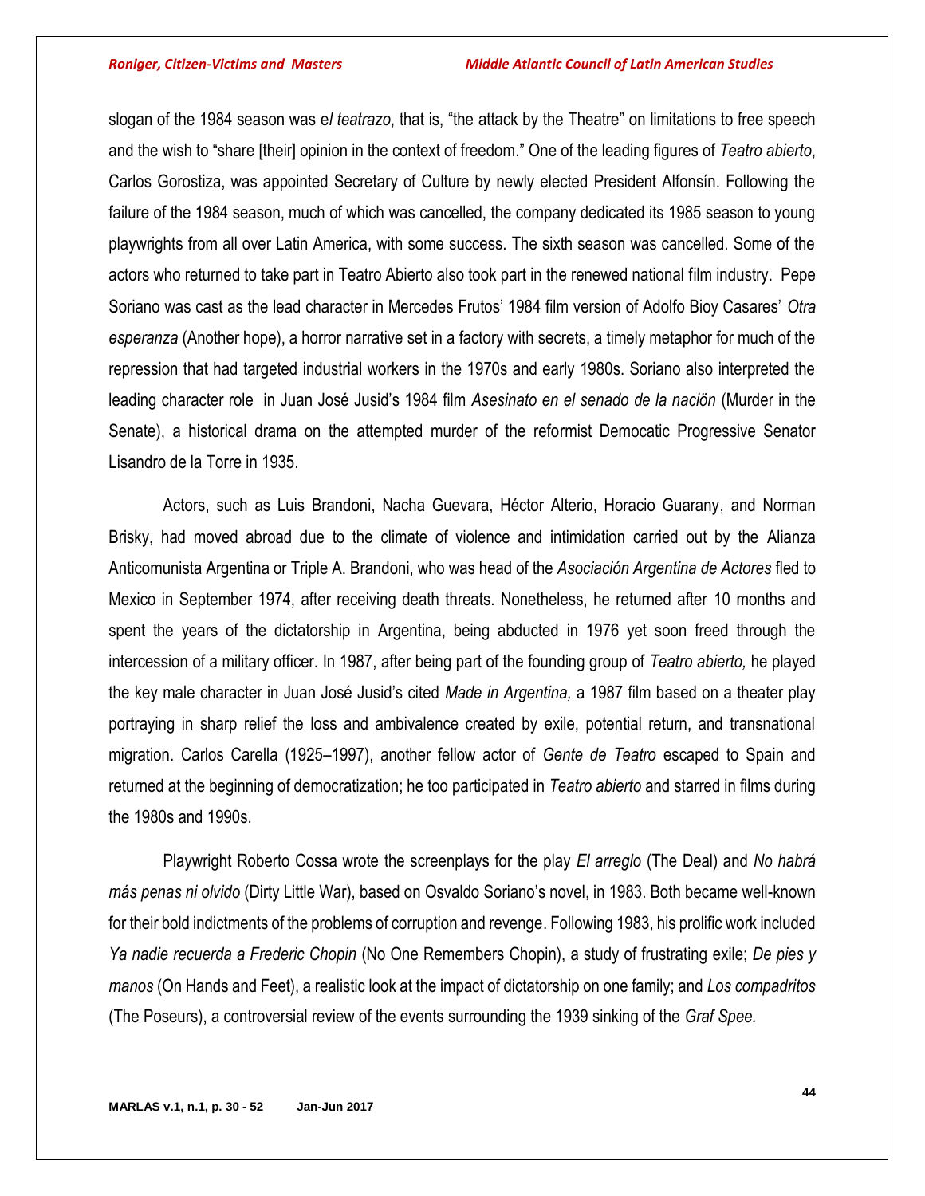slogan of the 1984 season was e*l teatrazo*, that is, "the attack by the Theatre" on limitations to free speech and the wish to "share [their] opinion in the context of freedom." One of the leading figures of *Teatro abierto*, Carlos Gorostiza, was appointed Secretary of Culture by newly elected President Alfonsín. Following the failure of the 1984 season, much of which was cancelled, the company dedicated its 1985 season to young playwrights from all over Latin America, with some success. The sixth season was cancelled. Some of the actors who returned to take part in Teatro Abierto also took part in the renewed national film industry. Pepe Soriano was cast as the lead character in Mercedes Frutos' 1984 film version of Adolfo Bioy Casares' *Otra esperanza* (Another hope), a horror narrative set in a factory with secrets, a timely metaphor for much of the repression that had targeted industrial workers in the 1970s and early 1980s. Soriano also interpreted the leading character role in Juan José Jusid's 1984 film *Asesinato en el senado de la naciön* (Murder in the Senate), a historical drama on the attempted murder of the reformist Democatic Progressive Senator Lisandro de la Torre in 1935.

Actors, such as Luis Brandoni, Nacha Guevara, Héctor Alterio, Horacio Guarany, and Norman Brisky, had moved abroad due to the climate of violence and intimidation carried out by the Alianza Anticomunista Argentina or Triple A. Brandoni, who was head of the *Asociación Argentina de Actores* fled to Mexico in September 1974, after receiving death threats. Nonetheless, he returned after 10 months and spent the years of the dictatorship in Argentina, being abducted in 1976 yet soon freed through the intercession of a military officer. In 1987, after being part of the founding group of *Teatro abierto,* he played the key male character in Juan José Jusid's cited *Made in Argentina,* a 1987 film based on a theater play portraying in sharp relief the loss and ambivalence created by exile, potential return, and transnational migration. Carlos Carella (1925–1997), another fellow actor of *Gente de Teatro* escaped to Spain and returned at the beginning of democratization; he too participated in *Teatro abierto* and starred in films during the 1980s and 1990s.

Playwright Roberto Cossa wrote the screenplays for the play *El arreglo* (The Deal) and *No habrá más penas ni olvido* (Dirty Little War), based on Osvaldo Soriano's novel, in 1983. Both became well-known for their bold indictments of the problems of corruption and revenge. Following 1983, his prolific work included *Ya nadie recuerda a Frederic Chopin* (No One Remembers Chopin), a study of frustrating exile; *De pies y manos* (On Hands and Feet), a realistic look at the impact of dictatorship on one family; and *Los compadritos* (The Poseurs), a controversial review of the events surrounding the 1939 sinking of the *Graf Spee.*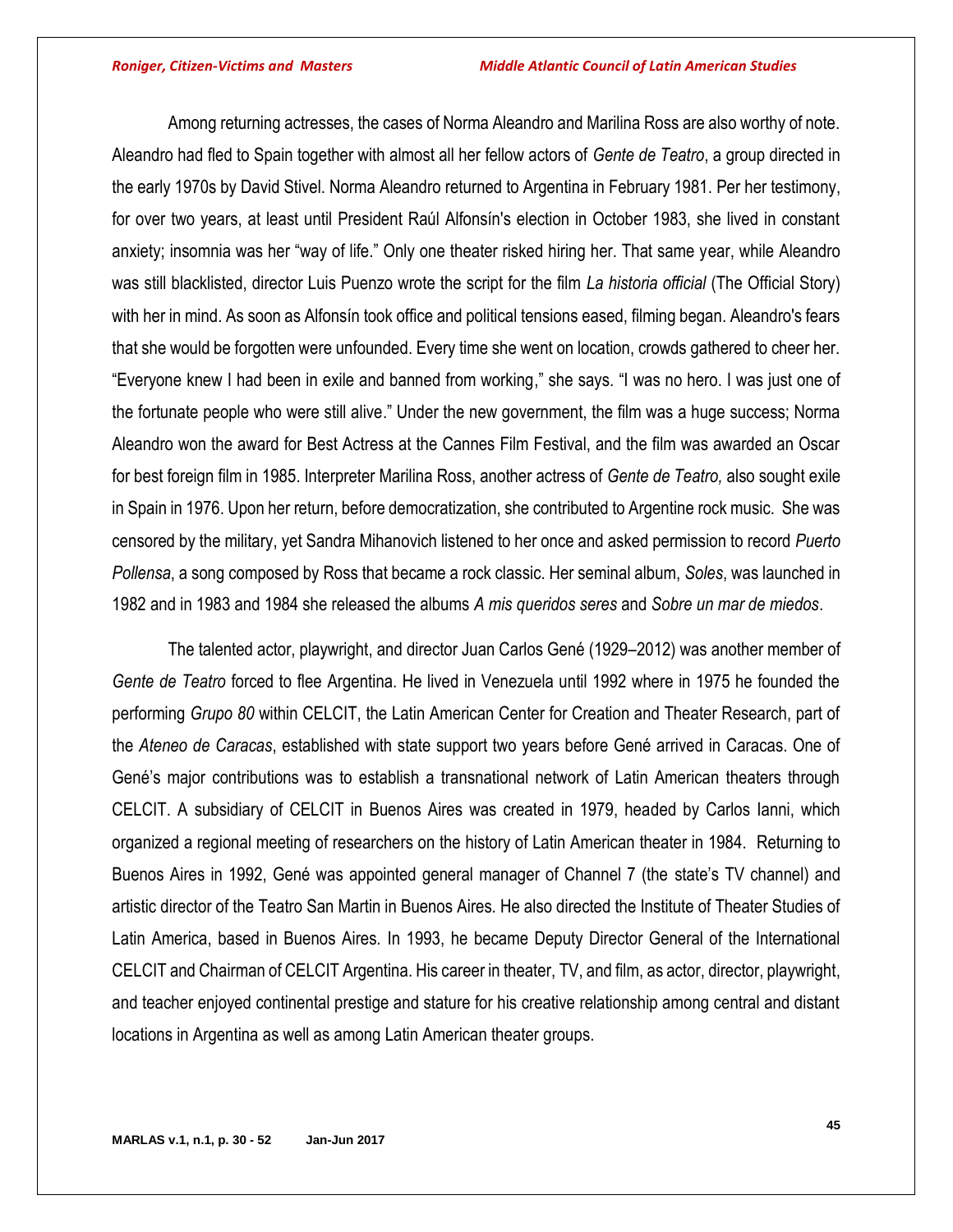Among returning actresses, the cases of Norma Aleandro and Marilina Ross are also worthy of note. Aleandro had fled to Spain together with almost all her fellow actors of *Gente de Teatro*, a group directed in the early 1970s by David Stivel. Norma Aleandro returned to Argentina in February 1981. Per her testimony, for over two years, at least until President Raúl Alfonsín's election in October 1983, she lived in constant anxiety; insomnia was her "way of life." Only one theater risked hiring her. That same year, while Aleandro was still blacklisted, director Luis Puenzo wrote the script for the film *La historia official* (The Official Story) with her in mind. As soon as Alfonsín took office and political tensions eased, filming began. Aleandro's fears that she would be forgotten were unfounded. Every time she went on location, crowds gathered to cheer her. "Everyone knew I had been in exile and banned from working," she says. "I was no hero. I was just one of the fortunate people who were still alive." Under the new government, the film was a huge success; Norma Aleandro won the award for Best Actress at the Cannes Film Festival, and the film was awarded an Oscar for best foreign film in 1985. Interpreter Marilina Ross, another actress of *Gente de Teatro,* also sought exile in Spain in 1976. Upon her return, before democratization, she contributed to Argentine rock music. She was censored by the military, yet Sandra Mihanovich listened to her once and asked permission to record *Puerto Pollensa*, a song composed by Ross that became a rock classic. Her seminal album, *Soles*, was launched in 1982 and in 1983 and 1984 she released the albums *A mis queridos seres* and *Sobre un mar de miedos*.

The talented actor, playwright, and director Juan Carlos Gené (1929–2012) was another member of *Gente de Teatro* forced to flee Argentina. He lived in Venezuela until 1992 where in 1975 he founded the performing *Grupo 80* within CELCIT, the Latin American Center for Creation and Theater Research, part of the *Ateneo de Caracas*, established with state support two years before Gené arrived in Caracas. One of Gené's major contributions was to establish a transnational network of Latin American theaters through CELCIT. A subsidiary of CELCIT in Buenos Aires was created in 1979, headed by Carlos Ianni, which organized a regional meeting of researchers on the history of Latin American theater in 1984. Returning to Buenos Aires in 1992, Gené was appointed general manager of Channel 7 (the state's TV channel) and artistic director of the Teatro San Martin in Buenos Aires. He also directed the Institute of Theater Studies of Latin America, based in Buenos Aires. In 1993, he became Deputy Director General of the International CELCIT and Chairman of CELCIT Argentina. His career in theater, TV, and film, as actor, director, playwright, and teacher enjoyed continental prestige and stature for his creative relationship among central and distant locations in Argentina as well as among Latin American theater groups.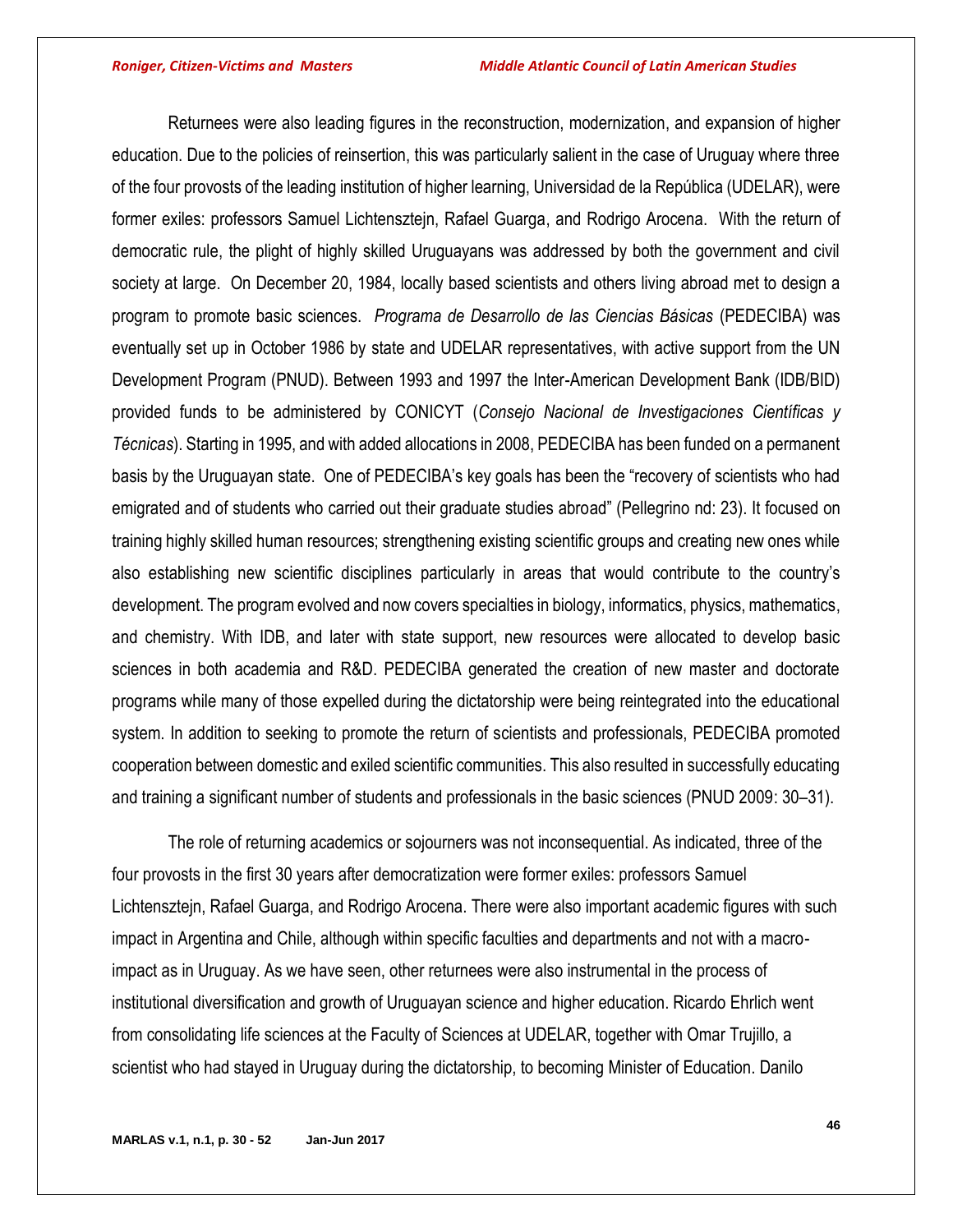Returnees were also leading figures in the reconstruction, modernization, and expansion of higher education. Due to the policies of reinsertion, this was particularly salient in the case of Uruguay where three of the four provosts of the leading institution of higher learning, Universidad de la República (UDELAR), were former exiles: professors Samuel Lichtensztejn, Rafael Guarga, and Rodrigo Arocena. With the return of democratic rule, the plight of highly skilled Uruguayans was addressed by both the government and civil society at large. On December 20, 1984, locally based scientists and others living abroad met to design a program to promote basic sciences. *Programa de Desarrollo de las Ciencias Básicas* (PEDECIBA) was eventually set up in October 1986 by state and UDELAR representatives, with active support from the UN Development Program (PNUD). Between 1993 and 1997 the Inter-American Development Bank (IDB/BID) provided funds to be administered by CONICYT (*Consejo Nacional de Investigaciones Científicas y Técnicas*). Starting in 1995, and with added allocations in 2008, PEDECIBA has been funded on a permanent basis by the Uruguayan state. One of PEDECIBA's key goals has been the "recovery of scientists who had emigrated and of students who carried out their graduate studies abroad" (Pellegrino nd: 23). It focused on training highly skilled human resources; strengthening existing scientific groups and creating new ones while also establishing new scientific disciplines particularly in areas that would contribute to the country's development. The program evolved and now covers specialties in biology, informatics, physics, mathematics, and chemistry. With IDB, and later with state support, new resources were allocated to develop basic sciences in both academia and R&D. PEDECIBA generated the creation of new master and doctorate programs while many of those expelled during the dictatorship were being reintegrated into the educational system. In addition to seeking to promote the return of scientists and professionals, PEDECIBA promoted cooperation between domestic and exiled scientific communities. This also resulted in successfully educating and training a significant number of students and professionals in the basic sciences (PNUD 2009: 30–31).

The role of returning academics or sojourners was not inconsequential. As indicated, three of the four provosts in the first 30 years after democratization were former exiles: professors Samuel Lichtensztejn, Rafael Guarga, and Rodrigo Arocena. There were also important academic figures with such impact in Argentina and Chile, although within specific faculties and departments and not with a macro-impact as in Uruguay. As we have seen, other returnees were also instrumental in the process of institutional diversification and growth of Uruguayan science and higher education. Ricardo Ehrlich went from consolidating life sciences at the Faculty of Sciences at UDELAR, together with Omar Trujillo, a scientist who had stayed in Uruguay during the dictatorship, to becoming Minister of Education. Danilo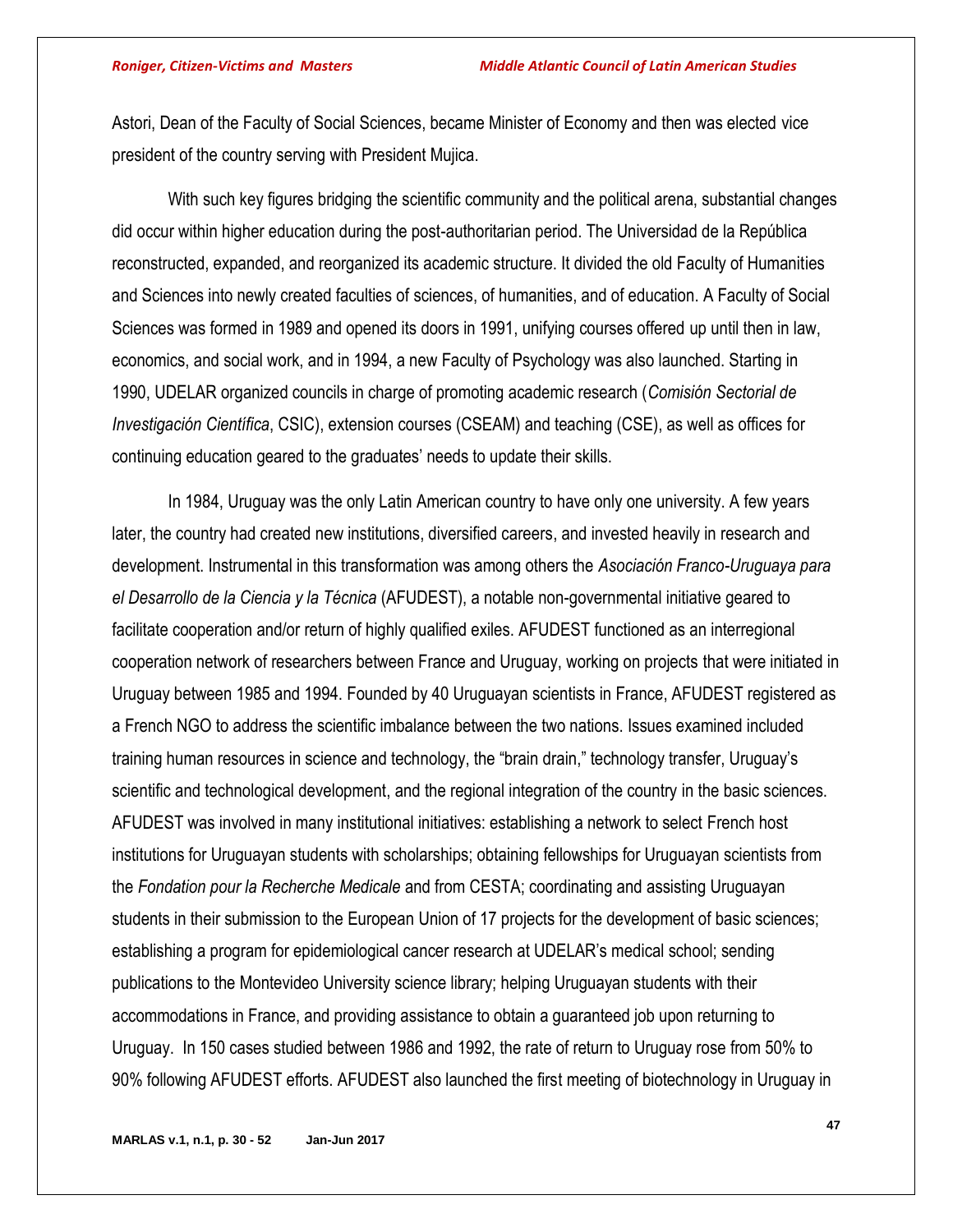Astori, Dean of the Faculty of Social Sciences, became Minister of Economy and then was elected vice president of the country serving with President Mujica.

With such key figures bridging the scientific community and the political arena, substantial changes did occur within higher education during the post-authoritarian period. The Universidad de la República reconstructed, expanded, and reorganized its academic structure. It divided the old Faculty of Humanities and Sciences into newly created faculties of sciences, of humanities, and of education. A Faculty of Social Sciences was formed in 1989 and opened its doors in 1991, unifying courses offered up until then in law, economics, and social work, and in 1994, a new Faculty of Psychology was also launched. Starting in 1990, UDELAR organized councils in charge of promoting academic research (*Comisión Sectorial de Investigación Científica*, CSIC), extension courses (CSEAM) and teaching (CSE), as well as offices for continuing education geared to the graduates' needs to update their skills.

In 1984, Uruguay was the only Latin American country to have only one university. A few years later, the country had created new institutions, diversified careers, and invested heavily in research and development. Instrumental in this transformation was among others the *Asociación Franco-Uruguaya para el Desarrollo de la Ciencia y la Técnica* (AFUDEST), a notable non-governmental initiative geared to facilitate cooperation and/or return of highly qualified exiles. AFUDEST functioned as an interregional cooperation network of researchers between France and Uruguay, working on projects that were initiated in Uruguay between 1985 and 1994. Founded by 40 Uruguayan scientists in France, AFUDEST registered as a French NGO to address the scientific imbalance between the two nations. Issues examined included training human resources in science and technology, the "brain drain," technology transfer, Uruguay's scientific and technological development, and the regional integration of the country in the basic sciences. AFUDEST was involved in many institutional initiatives: establishing a network to select French host institutions for Uruguayan students with scholarships; obtaining fellowships for Uruguayan scientists from the *Fondation pour la Recherche Medicale* and from CESTA; coordinating and assisting Uruguayan students in their submission to the European Union of 17 projects for the development of basic sciences; establishing a program for epidemiological cancer research at UDELAR's medical school; sending publications to the Montevideo University science library; helping Uruguayan students with their accommodations in France, and providing assistance to obtain a guaranteed job upon returning to Uruguay. In 150 cases studied between 1986 and 1992, the rate of return to Uruguay rose from 50% to 90% following AFUDEST efforts. AFUDEST also launched the first meeting of biotechnology in Uruguay in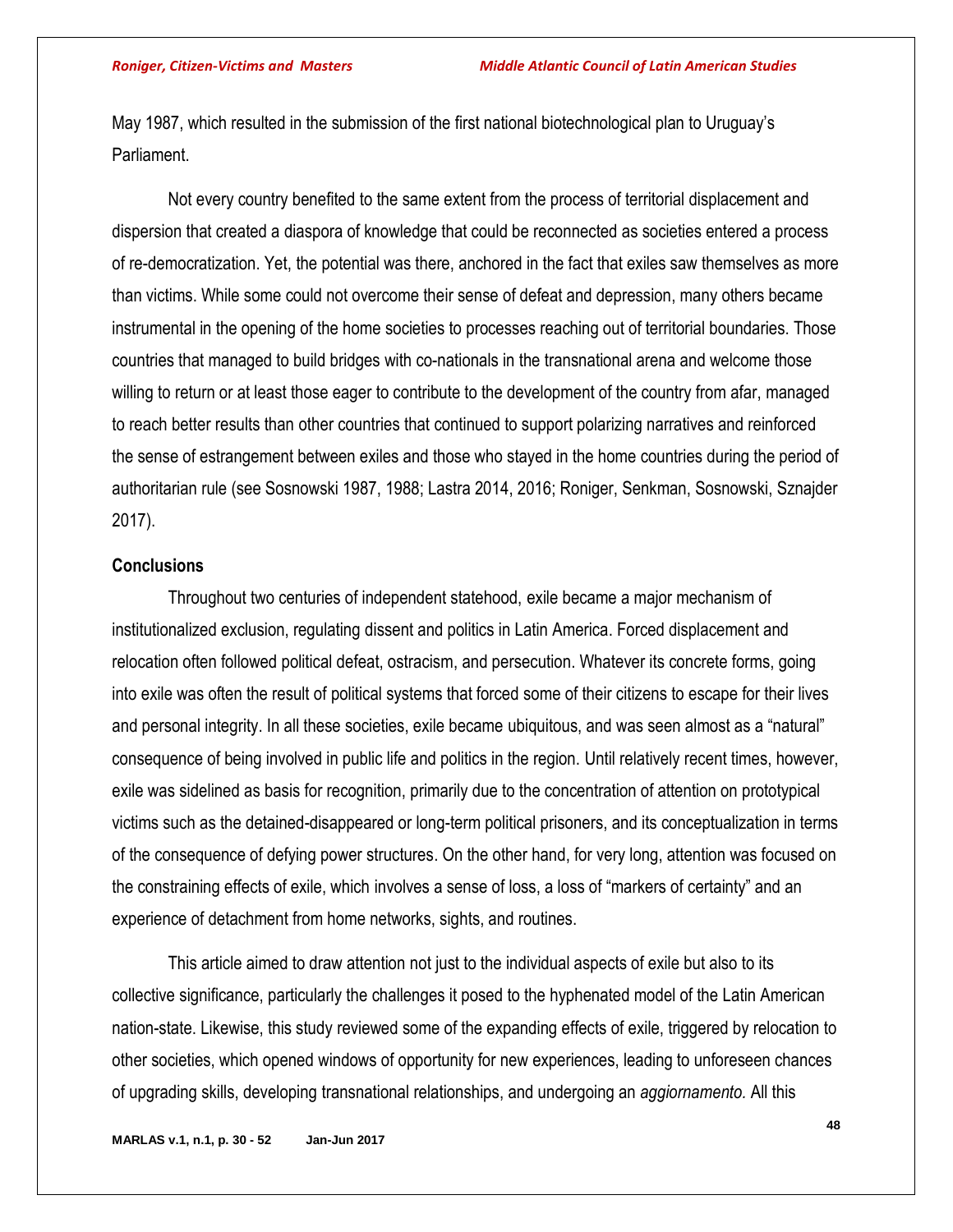May 1987, which resulted in the submission of the first national biotechnological plan to Uruguay's Parliament.

Not every country benefited to the same extent from the process of territorial displacement and dispersion that created a diaspora of knowledge that could be reconnected as societies entered a process of re-democratization. Yet, the potential was there, anchored in the fact that exiles saw themselves as more than victims. While some could not overcome their sense of defeat and depression, many others became instrumental in the opening of the home societies to processes reaching out of territorial boundaries. Those countries that managed to build bridges with co-nationals in the transnational arena and welcome those willing to return or at least those eager to contribute to the development of the country from afar, managed to reach better results than other countries that continued to support polarizing narratives and reinforced the sense of estrangement between exiles and those who stayed in the home countries during the period of authoritarian rule (see Sosnowski 1987, 1988; Lastra 2014, 2016; Roniger, Senkman, Sosnowski, Sznajder 2017).

## Conclusions

Throughout two centuries of independent statehood, exile became a major mechanism of institutionalized exclusion, regulating dissent and politics in Latin America. Forced displacement and relocation often followed political defeat, ostracism, and persecution. Whatever its concrete forms, going into exile was often the result of political systems that forced some of their citizens to escape for their lives and personal integrity. In all these societies, exile became ubiquitous, and was seen almost as a "natural" consequence of being involved in public life and politics in the region. Until relatively recent times, however, exile was sidelined as basis for recognition, primarily due to the concentration of attention on prototypical victims such as the detained-disappeared or long-term political prisoners, and its conceptualization in terms of the consequence of defying power structures. On the other hand, for very long, attention was focused on the constraining effects of exile, which involves a sense of loss, a loss of "markers of certainty" and an experience of detachment from home networks, sights, and routines.

This article aimed to draw attention not just to the individual aspects of exile but also to its collective significance, particularly the challenges it posed to the hyphenated model of the Latin American nation-state. Likewise, this study reviewed some of the expanding effects of exile, triggered by relocation to other societies, which opened windows of opportunity for new experiences, leading to unforeseen chances of upgrading skills, developing transnational relationships, and undergoing an *aggiornamento.* All this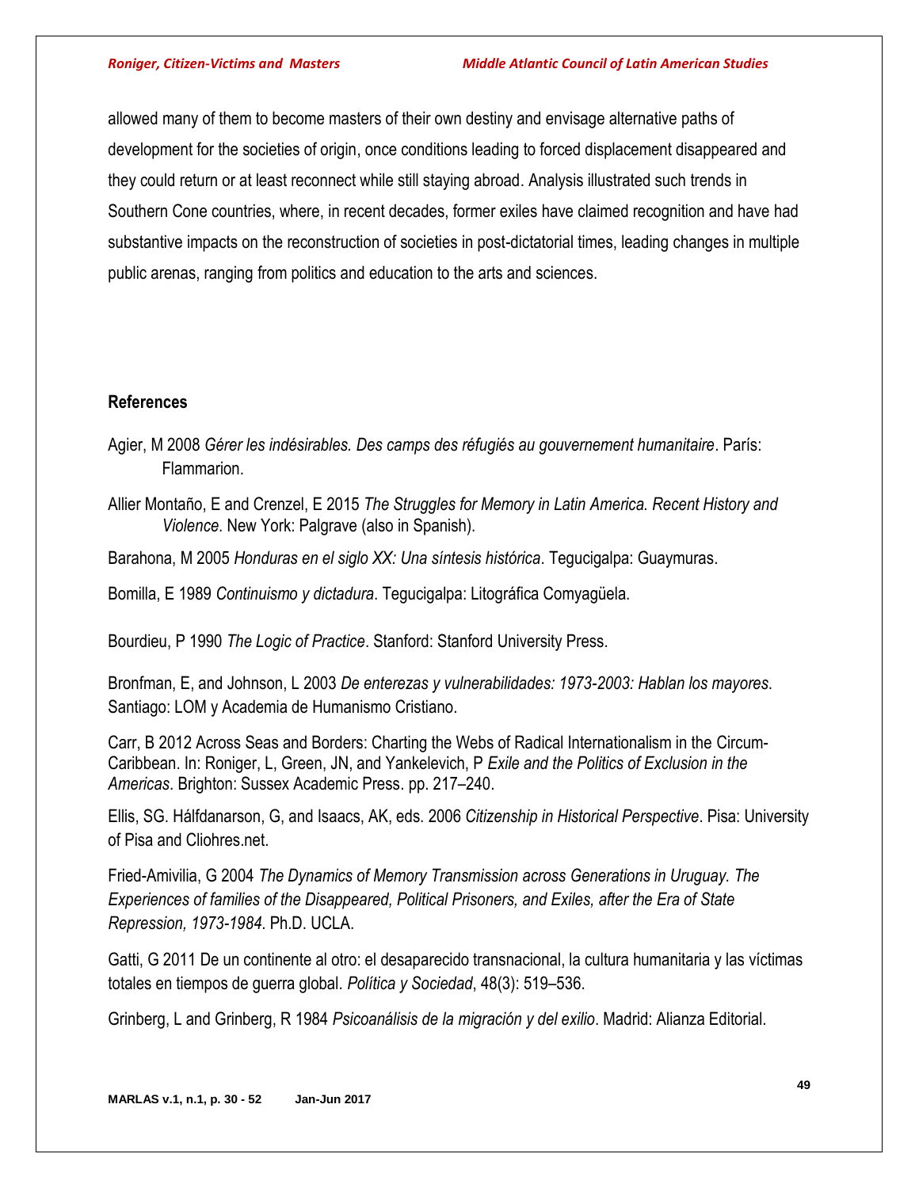allowed many of them to become masters of their own destiny and envisage alternative paths of development for the societies of origin, once conditions leading to forced displacement disappeared and they could return or at least reconnect while still staying abroad. Analysis illustrated such trends in Southern Cone countries, where, in recent decades, former exiles have claimed recognition and have had substantive impacts on the reconstruction of societies in post-dictatorial times, leading changes in multiple public arenas, ranging from politics and education to the arts and sciences.

## References

Agier, M 2008 *Gérer les indésirables. Des camps des réfugiés au gouvernement humanitaire*. París: Flammarion.

Allier Montaño, E and Crenzel, E 2015 *The Struggles for Memory in Latin America. Recent History and Violence*. New York: Palgrave (also in Spanish).

Barahona, M 2005 *Honduras en el siglo XX: Una síntesis histórica*. Tegucigalpa: Guaymuras.

Bomilla, E 1989 *Continuismo y dictadura*. Tegucigalpa: Litográfica Comyagüela.

Bourdieu, P 1990 *The Logic of Practice*. Stanford: Stanford University Press.

Bronfman, E, and Johnson, L 2003 *De enterezas y vulnerabilidades: 1973-2003: Hablan los mayores*. Santiago: LOM y Academia de Humanismo Cristiano.

Carr, B 2012 Across Seas and Borders: Charting the Webs of Radical Internationalism in the Circum-Caribbean. In: Roniger, L, Green, JN, and Yankelevich, P *Exile and the Politics of Exclusion in the Americas*. Brighton: Sussex Academic Press. pp. 217–240.

Ellis, SG. Hálfdanarson, G, and Isaacs, AK, eds. 2006 *Citizenship in Historical Perspective*. Pisa: University of Pisa and Cliohres.net.

Fried-Amivilia, G 2004 *The Dynamics of Memory Transmission across Generations in Uruguay. The Experiences of families of the Disappeared, Political Prisoners, and Exiles, after the Era of State Repression, 1973-1984*. Ph.D. UCLA.

Gatti, G 2011 De un continente al otro: el desaparecido transnacional, la cultura humanitaria y las víctimas totales en tiempos de guerra global. *Política y Sociedad*, 48(3): 519–536.

Grinberg, L and Grinberg, R 1984 *Psicoanálisis de la migración y del exilio*. Madrid: Alianza Editorial.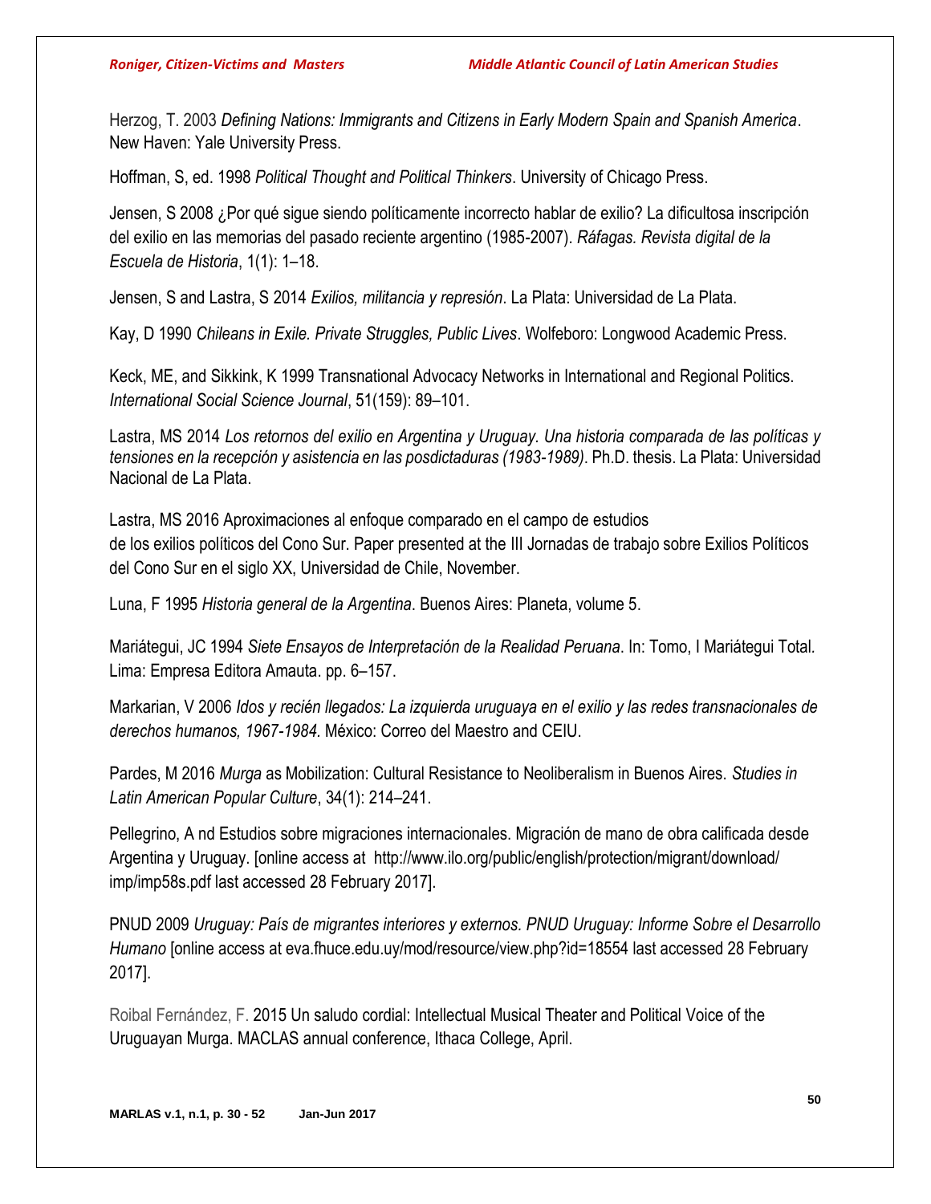Herzog, T. 2003 *Defining Nations: Immigrants and Citizens in Early Modern Spain and Spanish America*. New Haven: Yale University Press.

Hoffman, S, ed. 1998 *Political Thought and Political Thinkers*. University of Chicago Press.

Jensen, S 2008 ¿Por qué sigue siendo políticamente incorrecto hablar de exilio? La dificultosa inscripción del exilio en las memorias del pasado reciente argentino (1985-2007). *Ráfagas. Revista digital de la Escuela de Historia*, 1(1): 1–18.

Jensen, S and Lastra, S 2014 *Exilios, militancia y represión*. La Plata: Universidad de La Plata.

Kay, D 1990 *Chileans in Exile. Private Struggles, Public Lives*. Wolfeboro: Longwood Academic Press.

Keck, ME, and Sikkink, K 1999 Transnational Advocacy Networks in International and Regional Politics. *International Social Science Journal*, 51(159): 89–101.

Lastra, MS 2014 *Los retornos del exilio en Argentina y Uruguay. Una historia comparada de las políticas y tensiones en la recepción y asistencia en las posdictaduras (1983-1989)*. Ph.D. thesis. La Plata: Universidad Nacional de La Plata.

Lastra, MS 2016 Aproximaciones al enfoque comparado en el campo de estudios de los exilios políticos del Cono Sur. Paper presented at the III Jornadas de trabajo sobre Exilios Políticos del Cono Sur en el siglo XX, Universidad de Chile, November.

Luna, F 1995 *Historia general de la Argentina*. Buenos Aires: Planeta, volume 5.

Mariátegui, JC 1994 *Siete Ensayos de Interpretación de la Realidad Peruana*. In: Tomo, I Mariátegui Total. Lima: Empresa Editora Amauta. pp. 6–157.

Markarian, V 2006 *Idos y recién llegados: La izquierda uruguaya en el exilio y las redes transnacionales de derechos humanos, 1967-1984*. México: Correo del Maestro and CEIU.

Pardes, M 2016 *Murga* as Mobilization: Cultural Resistance to Neoliberalism in Buenos Aires. *Studies in Latin American Popular Culture*, 34(1): 214–241.

Pellegrino, A nd Estudios sobre migraciones internacionales. Migración de mano de obra calificada desde Argentina y Uruguay. [online access at http://www.ilo.org/public/english/protection/migrant/download/imp/imp58s.pdf last accessed 28 February 2017].

PNUD 2009 *Uruguay: País de migrantes interiores y externos. PNUD Uruguay: Informe Sobre el Desarrollo Humano* [online access at eva.fhuce.edu.uy/mod/resource/view.php?id=18554 last accessed 28 February 2017].

Roibal Fernández, F. 2015 Un saludo cordial: Intellectual Musical Theater and Political Voice of the Uruguayan Murga. MACLAS annual conference, Ithaca College, April.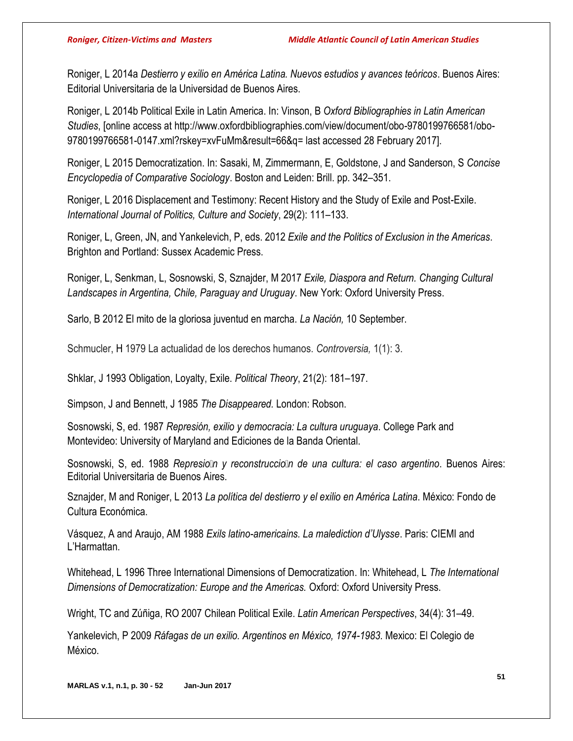Roniger, L 2014a *Destierro y exilio en América Latina. Nuevos estudios y avances teóricos*. Buenos Aires: Editorial Universitaria de la Universidad de Buenos Aires.

Roniger, L 2014b Political Exile in Latin America. In: Vinson, B *Oxford Bibliographies in Latin American Studies*, [online access at http://www.oxfordbibliographies.com/view/document/obo-9780199766581/obo-9780199766581-0147.xml?rskey=xvFuMm&result=66&q= last accessed 28 February 2017].

Roniger, L 2015 Democratization. In: Sasaki, M, Zimmermann, E, Goldstone, J and Sanderson, S *Concise Encyclopedia of Comparative Sociology*. Boston and Leiden: Brill. pp. 342–351.

Roniger, L 2016 Displacement and Testimony: Recent History and the Study of Exile and Post-Exile. *International Journal of Politics, Culture and Society*, 29(2): 111–133.

Roniger, L, Green, JN, and Yankelevich, P, eds. 2012 *Exile and the Politics of Exclusion in the Americas*. Brighton and Portland: Sussex Academic Press.

Roniger, L, Senkman, L, Sosnowski, S, Sznajder, M 2017 *Exile, Diaspora and Return. Changing Cultural Landscapes in Argentina, Chile, Paraguay and Uruguay*. New York: Oxford University Press.

Sarlo, B 2012 El mito de la gloriosa juventud en marcha. *La Nación,* 10 September.

Schmucler, H 1979 La actualidad de los derechos humanos. *Controversia,* 1(1): 3.

Shklar, J 1993 Obligation, Loyalty, Exile. *Political Theory*, 21(2): 181–197.

Simpson, J and Bennett, J 1985 *The Disappeared.* London: Robson.

Sosnowski, S, ed. 1987 *Represión, exilio y democracia: La cultura uruguaya*. College Park and Montevideo: University of Maryland and Ediciones de la Banda Oriental.

Sosnowski, S, ed. 1988 *Represión y reconstrucción de una cultura: el caso argentino*. Buenos Aires: Editorial Universitaria de Buenos Aires.

Sznajder, M and Roniger, L 2013 *La política del destierro y el exilio en América Latina*. México: Fondo de Cultura Económica.

Vásquez, A and Araujo, AM 1988 *Exils latino-americains. La malediction d'Ulysse*. Paris: CIEMI and L'Harmattan.

Whitehead, L 1996 Three International Dimensions of Democratization. In: Whitehead, L *The International Dimensions of Democratization: Europe and the Americas.* Oxford: Oxford University Press.

Wright, TC and Zúñiga, RO 2007 Chilean Political Exile. *Latin American Perspectives*, 34(4): 31–49.

Yankelevich, P 2009 *Ráfagas de un exilio. Argentinos en México, 1974-1983.* Mexico: El Colegio de México.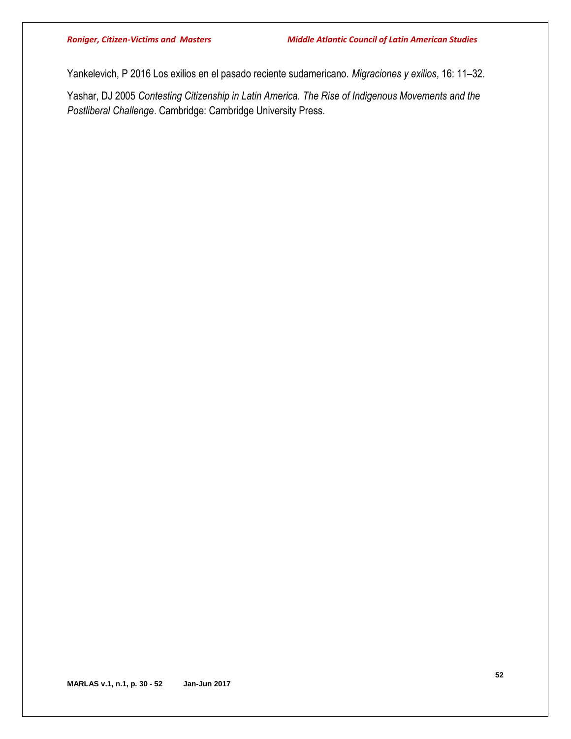Yankelevich, P 2016 Los exilios en el pasado reciente sudamericano. *Migraciones y exilios*, 16: 11–32.

Yashar, DJ 2005 *Contesting Citizenship in Latin America. The Rise of Indigenous Movements and the Postliberal Challenge*. Cambridge: Cambridge University Press.